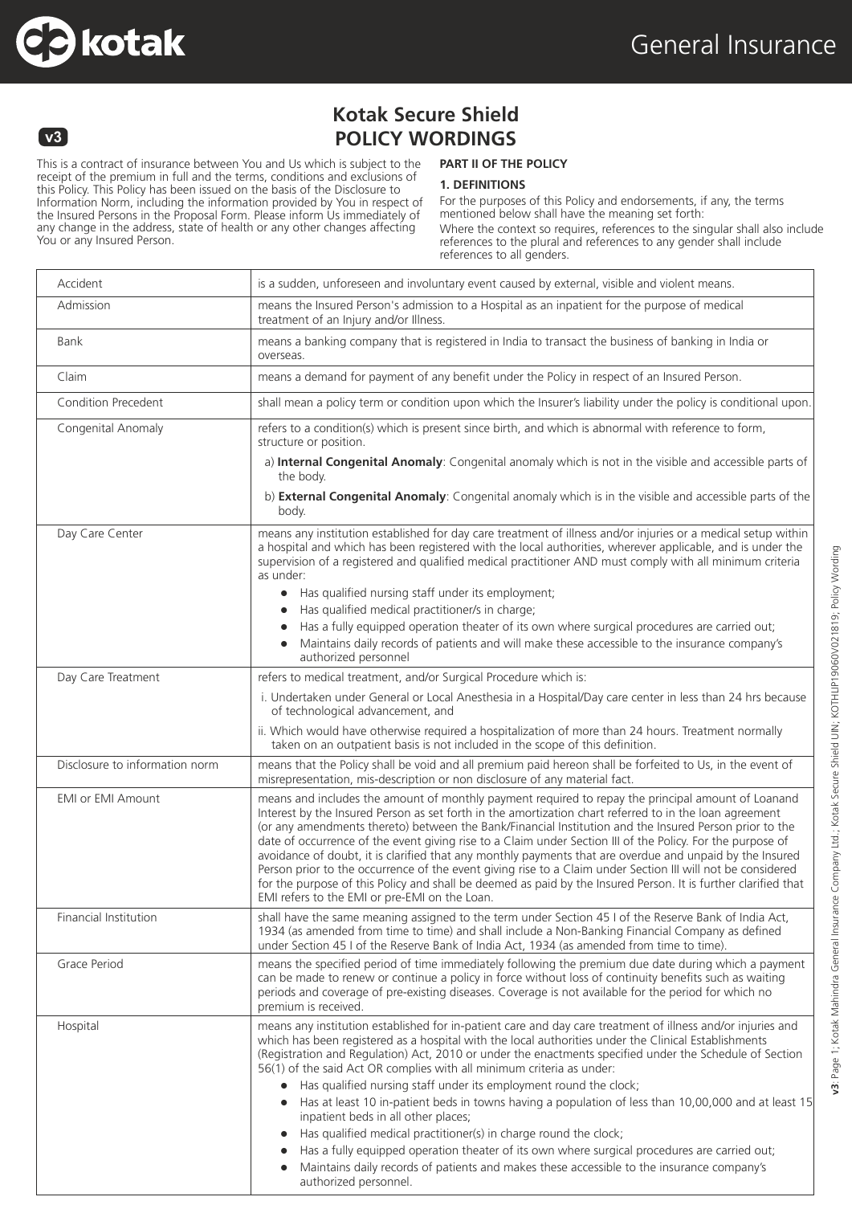# Kotak Secure Shield
# POLICY WORDINGS

This is a contract of insurance between You and Us which is subject to the receipt of the premium in full and the terms, conditions and exclusions of this Policy. This Policy has been issued on the basis of the Disclosure to Information Norm, including the information provided by You in respect of the Insured Persons in the Proposal Form. Please inform Us immediately of any change in the address, state of health or any other changes affecting You or any Insured Person.

**PART II OF THE POLICY**

**1. DEFINITIONS**

For the purposes of this Policy and endorsements, if any, the terms mentioned below shall have the meaning set forth:

Where the context so requires, references to the singular shall also include references to the plural and references to any gender shall include references to all genders.

| | |
|---|---|
| Accident | is a sudden, unforeseen and involuntary event caused by external, visible and violent means. |
| Admission | means the Insured Person's admission to a Hospital as an inpatient for the purpose of medical treatment of an Injury and/or Illness. |
| Bank | means a banking company that is registered in India to transact the business of banking in India or overseas. |
| Claim | means a demand for payment of any benefit under the Policy in respect of an Insured Person. |
| Condition Precedent | shall mean a policy term or condition upon which the Insurer's liability under the policy is conditional upon. |
| Congenital Anomaly | refers to a condition(s) which is present since birth, and which is abnormal with reference to form, structure or position.<br>a) **Internal Congenital Anomaly**: Congenital anomaly which is not in the visible and accessible parts of the body.<br>b) **External Congenital Anomaly**: Congenital anomaly which is in the visible and accessible parts of the body. |
| Day Care Center | means any institution established for day care treatment of illness and/or injuries or a medical setup within a hospital and which has been registered with the local authorities, wherever applicable, and is under the supervision of a registered and qualified medical practitioner AND must comply with all minimum criteria as under:<br>● Has qualified nursing staff under its employment;<br>● Has qualified medical practitioner/s in charge;<br>● Has a fully equipped operation theater of its own where surgical procedures are carried out;<br>● Maintains daily records of patients and will make these accessible to the insurance company's authorized personnel |
| Day Care Treatment | refers to medical treatment, and/or Surgical Procedure which is:<br>i. Undertaken under General or Local Anesthesia in a Hospital/Day care center in less than 24 hrs because of technological advancement, and<br>ii. Which would have otherwise required a hospitalization of more than 24 hours. Treatment normally taken on an outpatient basis is not included in the scope of this definition. |
| Disclosure to information norm | means that the Policy shall be void and all premium paid hereon shall be forfeited to Us, in the event of misrepresentation, mis-description or non disclosure of any material fact. |
| EMI or EMI Amount | means and includes the amount of monthly payment required to repay the principal amount of Loanand Interest by the Insured Person as set forth in the amortization chart referred to in the loan agreement (or any amendments thereto) between the Bank/Financial Institution and the Insured Person prior to the date of occurrence of the event giving rise to a Claim under Section III of the Policy. For the purpose of avoidance of doubt, it is clarified that any monthly payments that are overdue and unpaid by the Insured Person prior to the occurrence of the event giving rise to a Claim under Section III will not be considered for the purpose of this Policy and shall be deemed as paid by the Insured Person. It is further clarified that EMI refers to the EMI or pre-EMI on the Loan. |
| Financial Institution | shall have the same meaning assigned to the term under Section 45 I of the Reserve Bank of India Act, 1934 (as amended from time to time) and shall include a Non-Banking Financial Company as defined under Section 45 I of the Reserve Bank of India Act, 1934 (as amended from time to time). |
| Grace Period | means the specified period of time immediately following the premium due date during which a payment can be made to renew or continue a policy in force without loss of continuity benefits such as waiting periods and coverage of pre-existing diseases. Coverage is not available for the period for which no premium is received. |
| Hospital | means any institution established for in-patient care and day care treatment of illness and/or injuries and which has been registered as a hospital with the local authorities under the Clinical Establishments (Registration and Regulation) Act, 2010 or under the enactments specified under the Schedule of Section 56(1) of the said Act OR complies with all minimum criteria as under:<br>● Has qualified nursing staff under its employment round the clock;<br>● Has at least 10 in-patient beds in towns having a population of less than 10,00,000 and at least 15 inpatient beds in all other places;<br>● Has qualified medical practitioner(s) in charge round the clock;<br>● Has a fully equipped operation theater of its own where surgical procedures are carried out;<br>● Maintains daily records of patients and makes these accessible to the insurance company's authorized personnel. |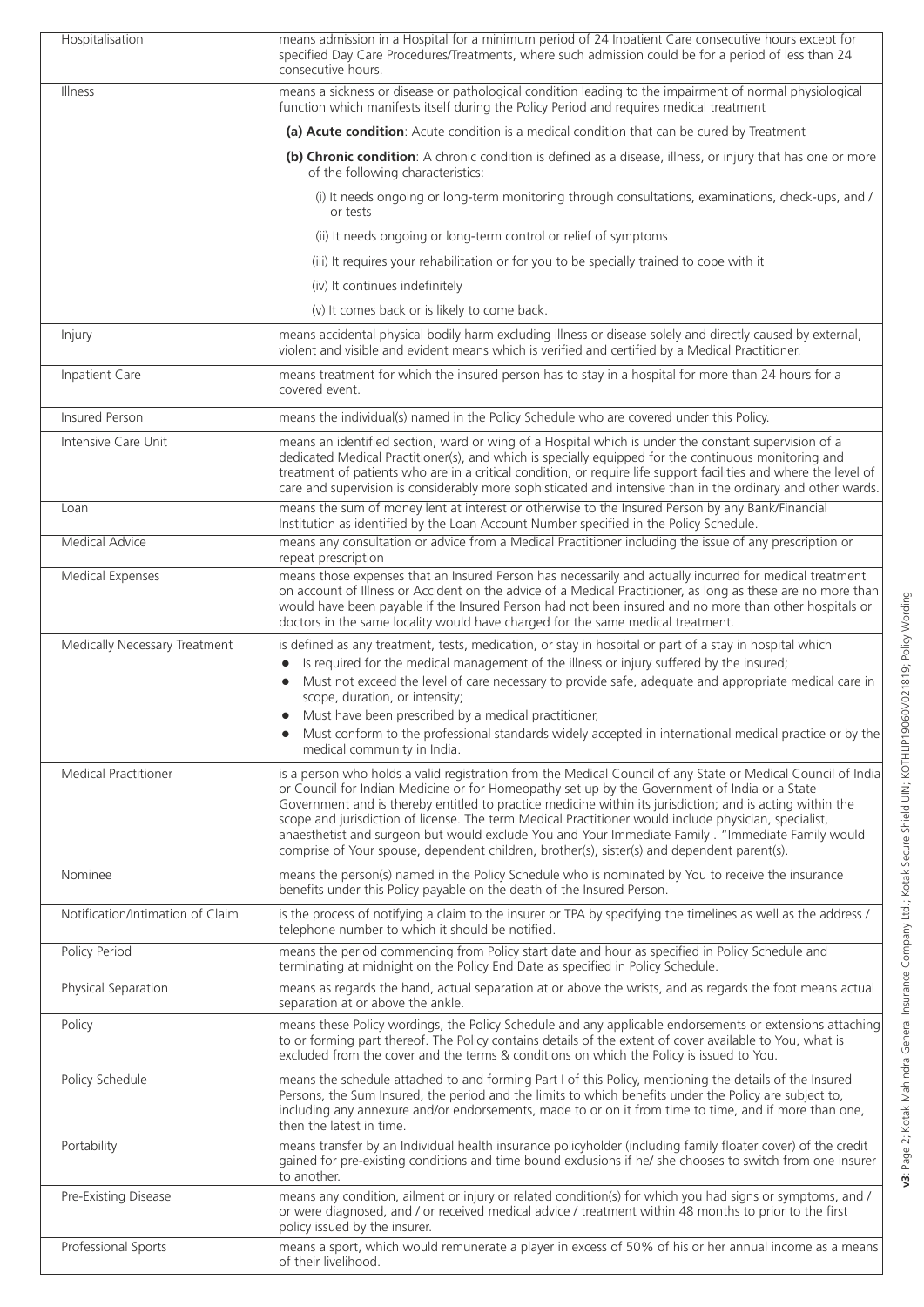| | |
|---|---|
| Hospitalisation | means admission in a Hospital for a minimum period of 24 Inpatient Care consecutive hours except for specified Day Care Procedures/Treatments, where such admission could be for a period of less than 24 consecutive hours. |
| Illness | means a sickness or disease or pathological condition leading to the impairment of normal physiological function which manifests itself during the Policy Period and requires medical treatment<br><br>**(a) Acute condition**: Acute condition is a medical condition that can be cured by Treatment<br><br>**(b) Chronic condition**: A chronic condition is defined as a disease, illness, or injury that has one or more of the following characteristics:<br><br>(i) It needs ongoing or long-term monitoring through consultations, examinations, check-ups, and / or tests<br><br>(ii) It needs ongoing or long-term control or relief of symptoms<br><br>(iii) It requires your rehabilitation or for you to be specially trained to cope with it<br><br>(iv) It continues indefinitely<br><br>(v) It comes back or is likely to come back. |
| Injury | means accidental physical bodily harm excluding illness or disease solely and directly caused by external, violent and visible and evident means which is verified and certified by a Medical Practitioner. |
| Inpatient Care | means treatment for which the insured person has to stay in a hospital for more than 24 hours for a covered event. |
| Insured Person | means the individual(s) named in the Policy Schedule who are covered under this Policy. |
| Intensive Care Unit | means an identified section, ward or wing of a Hospital which is under the constant supervision of a dedicated Medical Practitioner(s), and which is specially equipped for the continuous monitoring and treatment of patients who are in a critical condition, or require life support facilities and where the level of care and supervision is considerably more sophisticated and intensive than in the ordinary and other wards. |
| Loan | means the sum of money lent at interest or otherwise to the Insured Person by any Bank/Financial Institution as identified by the Loan Account Number specified in the Policy Schedule. |
| Medical Advice | means any consultation or advice from a Medical Practitioner including the issue of any prescription or repeat prescription |
| Medical Expenses | means those expenses that an Insured Person has necessarily and actually incurred for medical treatment on account of Illness or Accident on the advice of a Medical Practitioner, as long as these are no more than would have been payable if the Insured Person had not been insured and no more than other hospitals or doctors in the same locality would have charged for the same medical treatment. |
| Medically Necessary Treatment | is defined as any treatment, tests, medication, or stay in hospital or part of a stay in hospital which<br>• Is required for the medical management of the illness or injury suffered by the insured;<br>• Must not exceed the level of care necessary to provide safe, adequate and appropriate medical care in scope, duration, or intensity;<br>• Must have been prescribed by a medical practitioner,<br>• Must conform to the professional standards widely accepted in international medical practice or by the medical community in India. |
| Medical Practitioner | is a person who holds a valid registration from the Medical Council of any State or Medical Council of India or Council for Indian Medicine or for Homeopathy set up by the Government of India or a State Government and is thereby entitled to practice medicine within its jurisdiction; and is acting within the scope and jurisdiction of license. The term Medical Practitioner would include physician, specialist, anaesthetist and surgeon but would exclude You and Your Immediate Family . "Immediate Family would comprise of Your spouse, dependent children, brother(s), sister(s) and dependent parent(s). |
| Nominee | means the person(s) named in the Policy Schedule who is nominated by You to receive the insurance benefits under this Policy payable on the death of the Insured Person. |
| Notification/Intimation of Claim | is the process of notifying a claim to the insurer or TPA by specifying the timelines as well as the address / telephone number to which it should be notified. |
| Policy Period | means the period commencing from Policy start date and hour as specified in Policy Schedule and terminating at midnight on the Policy End Date as specified in Policy Schedule. |
| Physical Separation | means as regards the hand, actual separation at or above the wrists, and as regards the foot means actual separation at or above the ankle. |
| Policy | means these Policy wordings, the Policy Schedule and any applicable endorsements or extensions attaching to or forming part thereof. The Policy contains details of the extent of cover available to You, what is excluded from the cover and the terms & conditions on which the Policy is issued to You. |
| Policy Schedule | means the schedule attached to and forming Part I of this Policy, mentioning the details of the Insured Persons, the Sum Insured, the period and the limits to which benefits under the Policy are subject to, including any annexure and/or endorsements, made to or on it from time to time, and if more than one, then the latest in time. |
| Portability | means transfer by an Individual health insurance policyholder (including family floater cover) of the credit gained for pre-existing conditions and time bound exclusions if he/ she chooses to switch from one insurer to another. |
| Pre-Existing Disease | means any condition, ailment or injury or related condition(s) for which you had signs or symptoms, and / or were diagnosed, and / or received medical advice / treatment within 48 months to prior to the first policy issued by the insurer. |
| Professional Sports | means a sport, which would remunerate a player in excess of 50% of his or her annual income as a means of their livelihood. |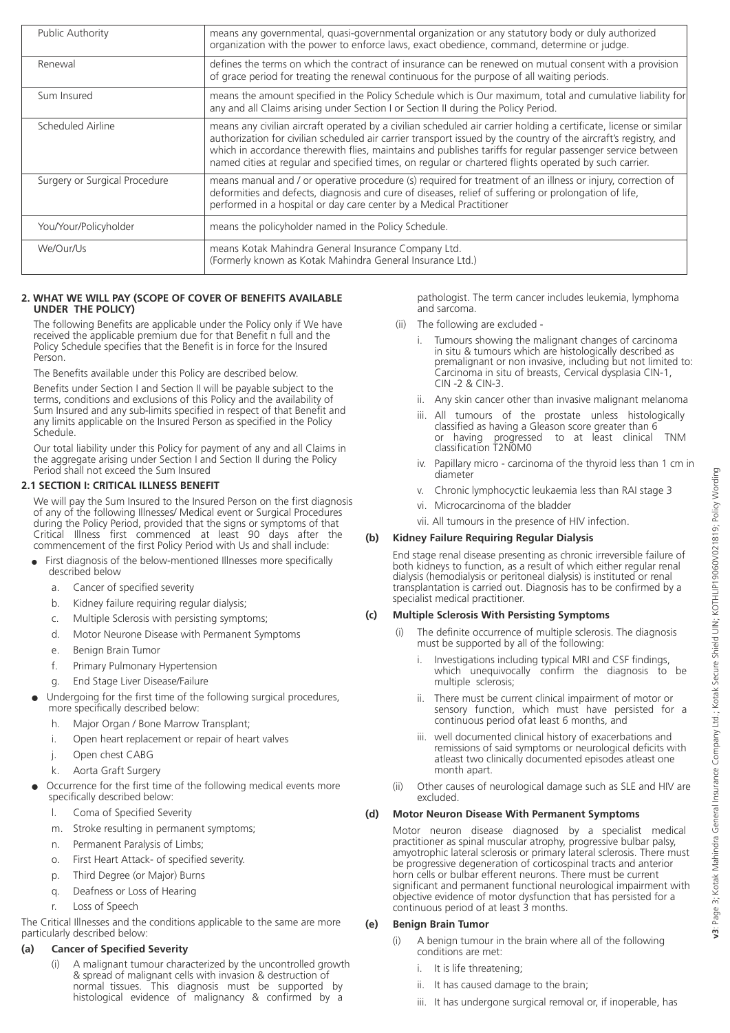| Public Authority | means any governmental, quasi-governmental organization or any statutory body or duly authorized organization with the power to enforce laws, exact obedience, command, determine or judge. |
|---|---|
| Renewal | defines the terms on which the contract of insurance can be renewed on mutual consent with a provision of grace period for treating the renewal continuous for the purpose of all waiting periods. |
| Sum Insured | means the amount specified in the Policy Schedule which is Our maximum, total and cumulative liability for any and all Claims arising under Section I or Section II during the Policy Period. |
| Scheduled Airline | means any civilian aircraft operated by a civilian scheduled air carrier holding a certificate, license or similar authorization for civilian scheduled air carrier transport issued by the country of the aircraft's registry, and which in accordance therewith flies, maintains and publishes tariffs for regular passenger service between named cities at regular and specified times, on regular or chartered flights operated by such carrier. |
| Surgery or Surgical Procedure | means manual and / or operative procedure (s) required for treatment of an illness or injury, correction of deformities and defects, diagnosis and cure of diseases, relief of suffering or prolongation of life, performed in a hospital or day care center by a Medical Practitioner |
| You/Your/Policyholder | means the policyholder named in the Policy Schedule. |
| We/Our/Us | means Kotak Mahindra General Insurance Company Ltd. (Formerly known as Kotak Mahindra General Insurance Ltd.) |

## 2. WHAT WE WILL PAY (SCOPE OF COVER OF BENEFITS AVAILABLE UNDER THE POLICY)

The following Benefits are applicable under the Policy only if We have received the applicable premium due for that Benefit n full and the Policy Schedule specifies that the Benefit is in force for the Insured Person.

The Benefits available under this Policy are described below.

Benefits under Section I and Section II will be payable subject to the terms, conditions and exclusions of this Policy and the availability of Sum Insured and any sub-limits specified in respect of that Benefit and any limits applicable on the Insured Person as specified in the Policy Schedule.

Our total liability under this Policy for payment of any and all Claims in the aggregate arising under Section I and Section II during the Policy Period shall not exceed the Sum Insured

### 2.1 SECTION I: CRITICAL ILLNESS BENEFIT

We will pay the Sum Insured to the Insured Person on the first diagnosis of any of the following Illnesses/ Medical event or Surgical Procedures during the Policy Period, provided that the signs or symptoms of that Critical Illness first commenced at least 90 days after the commencement of the first Policy Period with Us and shall include:

- First diagnosis of the below-mentioned Illnesses more specifically described below
  - a. Cancer of specified severity
  - b. Kidney failure requiring regular dialysis;
  - c. Multiple Sclerosis with persisting symptoms;
  - d. Motor Neurone Disease with Permanent Symptoms
  - e. Benign Brain Tumor
  - f. Primary Pulmonary Hypertension
  - g. End Stage Liver Disease/Failure
- Undergoing for the first time of the following surgical procedures, more specifically described below:
  - h. Major Organ / Bone Marrow Transplant;
  - i. Open heart replacement or repair of heart valves
  - j. Open chest CABG
  - k. Aorta Graft Surgery
- Occurrence for the first time of the following medical events more specifically described below:
  - l. Coma of Specified Severity
  - m. Stroke resulting in permanent symptoms;
  - n. Permanent Paralysis of Limbs;
  - o. First Heart Attack- of specified severity.
  - p. Third Degree (or Major) Burns
  - q. Deafness or Loss of Hearing
  - r. Loss of Speech

The Critical Illnesses and the conditions applicable to the same are more particularly described below:

#### (a) Cancer of Specified Severity

(i) A malignant tumour characterized by the uncontrolled growth & spread of malignant cells with invasion & destruction of normal tissues. This diagnosis must be supported by histological evidence of malignancy & confirmed by a pathologist. The term cancer includes leukemia, lymphoma and sarcoma.

(ii) The following are excluded -

- i. Tumours showing the malignant changes of carcinoma in situ & tumours which are histologically described as premalignant or non invasive, including but not limited to: Carcinoma in situ of breasts, Cervical dysplasia CIN-1, CIN -2 & CIN-3.
- ii. Any skin cancer other than invasive malignant melanoma
- iii. All tumours of the prostate unless histologically classified as having a Gleason score greater than 6 or having progressed to at least clinical TNM classification T2N0M0
- iv. Papillary micro - carcinoma of the thyroid less than 1 cm in diameter
- v. Chronic lymphocyctic leukaemia less than RAI stage 3
- vi. Microcarcinoma of the bladder
- vii. All tumours in the presence of HIV infection.

#### (b) Kidney Failure Requiring Regular Dialysis

End stage renal disease presenting as chronic irreversible failure of both kidneys to function, as a result of which either regular renal dialysis (hemodialysis or peritoneal dialysis) is instituted or renal transplantation is carried out. Diagnosis has to be confirmed by a specialist medical practitioner.

#### (c) Multiple Sclerosis With Persisting Symptoms

(i) The definite occurrence of multiple sclerosis. The diagnosis must be supported by all of the following:

- i. Investigations including typical MRI and CSF findings, which unequivocally confirm the diagnosis to be multiple sclerosis;
- ii. There must be current clinical impairment of motor or sensory function, which must have persisted for a continuous period ofat least 6 months, and
- iii. well documented clinical history of exacerbations and remissions of said symptoms or neurological deficits with atleast two clinically documented episodes atleast one month apart.

(ii) Other causes of neurological damage such as SLE and HIV are excluded.

#### (d) Motor Neuron Disease With Permanent Symptoms

Motor neuron disease diagnosed by a specialist medical practitioner as spinal muscular atrophy, progressive bulbar palsy, amyotrophic lateral sclerosis or primary lateral sclerosis. There must be progressive degeneration of corticospinal tracts and anterior horn cells or bulbar efferent neurons. There must be current significant and permanent functional neurological impairment with objective evidence of motor dysfunction that has persisted for a continuous period of at least 3 months.

#### (e) Benign Brain Tumor

(i) A benign tumour in the brain where all of the following conditions are met:

- i. It is life threatening;
- ii. It has caused damage to the brain;
- iii. It has undergone surgical removal or, if inoperable, has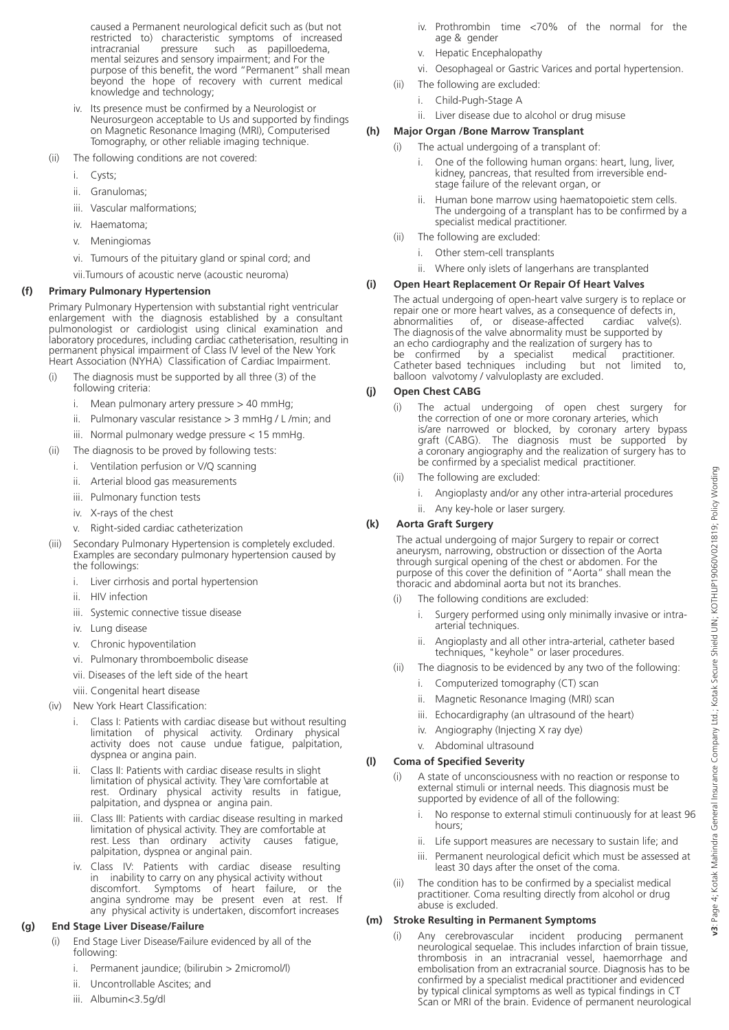caused a Permanent neurological deficit such as (but not restricted to) characteristic symptoms of increased intracranial pressure such as papilloedema, mental seizures and sensory impairment; and For the purpose of this benefit, the word "Permanent" shall mean beyond the hope of recovery with current medical knowledge and technology;

- iv. Its presence must be confirmed by a Neurologist or Neurosurgeon acceptable to Us and supported by findings on Magnetic Resonance Imaging (MRI), Computerised Tomography, or other reliable imaging technique.

(ii) The following conditions are not covered:

- i. Cysts;
- ii. Granulomas;
- iii. Vascular malformations;
- iv. Haematoma;
- v. Meningiomas
- vi. Tumours of the pituitary gland or spinal cord; and
- vii. Tumours of acoustic nerve (acoustic neuroma)

### (f) Primary Pulmonary Hypertension

Primary Pulmonary Hypertension with substantial right ventricular enlargement with the diagnosis established by a consultant pulmonologist or cardiologist using clinical examination and laboratory procedures, including cardiac catheterisation, resulting in permanent physical impairment of Class IV level of the New York Heart Association (NYHA) Classification of Cardiac Impairment.

(i) The diagnosis must be supported by all three (3) of the following criteria:

- i. Mean pulmonary artery pressure > 40 mmHg;
- ii. Pulmonary vascular resistance > 3 mmHg / L /min; and
- iii. Normal pulmonary wedge pressure < 15 mmHg.

(ii) The diagnosis to be proved by following tests:

- i. Ventilation perfusion or V/Q scanning
- ii. Arterial blood gas measurements
- iii. Pulmonary function tests
- iv. X-rays of the chest
- v. Right-sided cardiac catheterization

(iii) Secondary Pulmonary Hypertension is completely excluded. Examples are secondary pulmonary hypertension caused by the followings:

- i. Liver cirrhosis and portal hypertension
- ii. HIV infection
- iii. Systemic connective tissue disease
- iv. Lung disease
- v. Chronic hypoventilation
- vi. Pulmonary thromboembolic disease
- vii. Diseases of the left side of the heart
- viii. Congenital heart disease

(iv) New York Heart Classification:

- i. Class I: Patients with cardiac disease but without resulting limitation of physical activity. Ordinary physical activity does not cause undue fatigue, palpitation, dyspnea or angina pain.
- ii. Class II: Patients with cardiac disease results in slight limitation of physical activity. They \are comfortable at rest. Ordinary physical activity results in fatigue, palpitation, and dyspnea or angina pain.
- iii. Class III: Patients with cardiac disease resulting in marked limitation of physical activity. They are comfortable at rest. Less than ordinary activity causes fatigue, palpitation, dyspnea or anginal pain.
- iv. Class IV: Patients with cardiac disease resulting in inability to carry on any physical activity without discomfort. Symptoms of heart failure, or the angina syndrome may be present even at rest. If any physical activity is undertaken, discomfort increases

### (g) End Stage Liver Disease/Failure

(i) End Stage Liver Disease/Failure evidenced by all of the following:

- i. Permanent jaundice; (bilirubin > 2micromol/l)
- ii. Uncontrollable Ascites; and
- iii. Albumin<3.5g/dl
- iv. Prothrombin time <70% of the normal for the age & gender
- v. Hepatic Encephalopathy
- vi. Oesophageal or Gastric Varices and portal hypertension.

(ii) The following are excluded:

- i. Child-Pugh-Stage A
- ii. Liver disease due to alcohol or drug misuse

### (h) Major Organ /Bone Marrow Transplant

(i) The actual undergoing of a transplant of:

- i. One of the following human organs: heart, lung, liver, kidney, pancreas, that resulted from irreversible end-stage failure of the relevant organ, or
- ii. Human bone marrow using haematopoietic stem cells. The undergoing of a transplant has to be confirmed by a specialist medical practitioner.

(ii) The following are excluded:

- i. Other stem-cell transplants
- ii. Where only islets of langerhans are transplanted

### (i) Open Heart Replacement Or Repair Of Heart Valves

The actual undergoing of open-heart valve surgery is to replace or repair one or more heart valves, as a consequence of defects in, abnormalities of, or disease-affected cardiac valve(s). The diagnosis of the valve abnormality must be supported by an echo cardiography and the realization of surgery has to be confirmed by a specialist medical practitioner. Catheter based techniques including but not limited to, balloon valvotomy / valvuloplasty are excluded.

### (j) Open Chest CABG

(i) The actual undergoing of open chest surgery for the correction of one or more coronary arteries, which is/are narrowed or blocked, by coronary artery bypass graft (CABG). The diagnosis must be supported by a coronary angiography and the realization of surgery has to be confirmed by a specialist medical practitioner.

(ii) The following are excluded:

- i. Angioplasty and/or any other intra-arterial procedures
- ii. Any key-hole or laser surgery.

### (k) Aorta Graft Surgery

The actual undergoing of major Surgery to repair or correct aneurysm, narrowing, obstruction or dissection of the Aorta through surgical opening of the chest or abdomen. For the purpose of this cover the definition of "Aorta" shall mean the thoracic and abdominal aorta but not its branches.

(i) The following conditions are excluded:

- i. Surgery performed using only minimally invasive or intra-arterial techniques.
- ii. Angioplasty and all other intra-arterial, catheter based techniques, "keyhole" or laser procedures.

(ii) The diagnosis to be evidenced by any two of the following:

- i. Computerized tomography (CT) scan
- ii. Magnetic Resonance Imaging (MRI) scan
- iii. Echocardigraphy (an ultrasound of the heart)
- iv. Angiography (Injecting X ray dye)
- v. Abdominal ultrasound

### (l) Coma of Specified Severity

(i) A state of unconsciousness with no reaction or response to external stimuli or internal needs. This diagnosis must be supported by evidence of all of the following:

- i. No response to external stimuli continuously for at least 96 hours;
- ii. Life support measures are necessary to sustain life; and
- iii. Permanent neurological deficit which must be assessed at least 30 days after the onset of the coma.

(ii) The condition has to be confirmed by a specialist medical practitioner. Coma resulting directly from alcohol or drug abuse is excluded.

### (m) Stroke Resulting in Permanent Symptoms

(i) Any cerebrovascular incident producing permanent neurological sequelae. This includes infarction of brain tissue, thrombosis in an intracranial vessel, haemorrhage and embolisation from an extracranial source. Diagnosis has to be confirmed by a specialist medical practitioner and evidenced by typical clinical symptoms as well as typical findings in CT Scan or MRI of the brain. Evidence of permanent neurological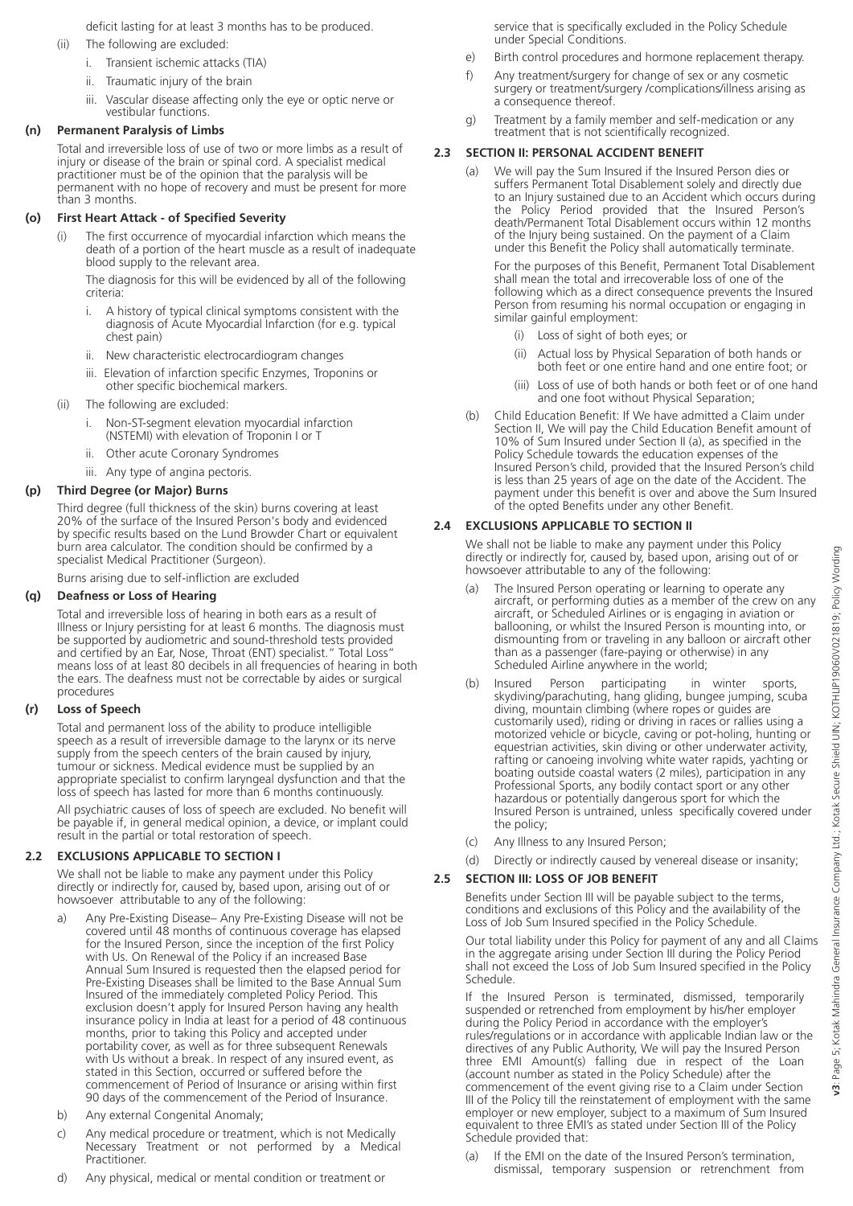deficit lasting for at least 3 months has to be produced.

(ii) The following are excluded:

i. Transient ischemic attacks (TIA)

ii. Traumatic injury of the brain

iii. Vascular disease affecting only the eye or optic nerve or vestibular functions.

**(n) Permanent Paralysis of Limbs**

Total and irreversible loss of use of two or more limbs as a result of injury or disease of the brain or spinal cord. A specialist medical practitioner must be of the opinion that the paralysis will be permanent with no hope of recovery and must be present for more than 3 months.

**(o) First Heart Attack - of Specified Severity**

(i) The first occurrence of myocardial infarction which means the death of a portion of the heart muscle as a result of inadequate blood supply to the relevant area.

The diagnosis for this will be evidenced by all of the following criteria:

i. A history of typical clinical symptoms consistent with the diagnosis of Acute Myocardial Infarction (for e.g. typical chest pain)

ii. New characteristic electrocardiogram changes

iii. Elevation of infarction specific Enzymes, Troponins or other specific biochemical markers.

(ii) The following are excluded:

i. Non-ST-segment elevation myocardial infarction (NSTEMI) with elevation of Troponin I or T

ii. Other acute Coronary Syndromes

iii. Any type of angina pectoris.

**(p) Third Degree (or Major) Burns**

Third degree (full thickness of the skin) burns covering at least 20% of the surface of the Insured Person's body and evidenced by specific results based on the Lund Browder Chart or equivalent burn area calculator. The condition should be confirmed by a specialist Medical Practitioner (Surgeon).

Burns arising due to self-infliction are excluded

**(q) Deafness or Loss of Hearing**

Total and irreversible loss of hearing in both ears as a result of Illness or Injury persisting for at least 6 months. The diagnosis must be supported by audiometric and sound-threshold tests provided and certified by an Ear, Nose, Throat (ENT) specialist." Total Loss" means loss of at least 80 decibels in all frequencies of hearing in both the ears. The deafness must not be correctable by aides or surgical procedures

**(r) Loss of Speech**

Total and permanent loss of the ability to produce intelligible speech as a result of irreversible damage to the larynx or its nerve supply from the speech centers of the brain caused by injury, tumour or sickness. Medical evidence must be supplied by an appropriate specialist to confirm laryngeal dysfunction and that the loss of speech has lasted for more than 6 months continuously.

All psychiatric causes of loss of speech are excluded. No benefit will be payable if, in general medical opinion, a device, or implant could result in the partial or total restoration of speech.

## 2.2 EXCLUSIONS APPLICABLE TO SECTION I

We shall not be liable to make any payment under this Policy directly or indirectly for, caused by, based upon, arising out of or howsoever attributable to any of the following:

a) Any Pre-Existing Disease– Any Pre-Existing Disease will not be covered until 48 months of continuous coverage has elapsed for the Insured Person, since the inception of the first Policy with Us. On Renewal of the Policy if an increased Base Annual Sum Insured is requested then the elapsed period for Pre-Existing Diseases shall be limited to the Base Annual Sum Insured of the immediately completed Policy Period. This exclusion doesn't apply for Insured Person having any health insurance policy in India at least for a period of 48 continuous months, prior to taking this Policy and accepted under portability cover, as well as for three subsequent Renewals with Us without a break. In respect of any insured event, as stated in this Section, occurred or suffered before the commencement of Period of Insurance or arising within first 90 days of the commencement of the Period of Insurance.

b) Any external Congenital Anomaly;

c) Any medical procedure or treatment, which is not Medically Necessary Treatment or not performed by a Medical Practitioner.

d) Any physical, medical or mental condition or treatment or service that is specifically excluded in the Policy Schedule under Special Conditions.

e) Birth control procedures and hormone replacement therapy.

f) Any treatment/surgery for change of sex or any cosmetic surgery or treatment/surgery /complications/illness arising as a consequence thereof.

g) Treatment by a family member and self-medication or any treatment that is not scientifically recognized.

## 2.3 SECTION II: PERSONAL ACCIDENT BENEFIT

(a) We will pay the Sum Insured if the Insured Person dies or suffers Permanent Total Disablement solely and directly due to an Injury sustained due to an Accident which occurs during the Policy Period provided that the Insured Person's death/Permanent Total Disablement occurs within 12 months of the Injury being sustained. On the payment of a Claim under this Benefit the Policy shall automatically terminate.

For the purposes of this Benefit, Permanent Total Disablement shall mean the total and irrecoverable loss of one of the following which as a direct consequence prevents the Insured Person from resuming his normal occupation or engaging in similar gainful employment:

(i) Loss of sight of both eyes; or

(ii) Actual loss by Physical Separation of both hands or both feet or one entire hand and one entire foot; or

(iii) Loss of use of both hands or both feet or of one hand and one foot without Physical Separation;

(b) Child Education Benefit: If We have admitted a Claim under Section II, We will pay the Child Education Benefit amount of 10% of Sum Insured under Section II (a), as specified in the Policy Schedule towards the education expenses of the Insured Person's child, provided that the Insured Person's child is less than 25 years of age on the date of the Accident. The payment under this benefit is over and above the Sum Insured of the opted Benefits under any other Benefit.

## 2.4 EXCLUSIONS APPLICABLE TO SECTION II

We shall not be liable to make any payment under this Policy directly or indirectly for, caused by, based upon, arising out of or howsoever attributable to any of the following:

(a) The Insured Person operating or learning to operate any aircraft, or performing duties as a member of the crew on any aircraft, or Scheduled Airlines or is engaging in aviation or ballooning, or whilst the Insured Person is mounting into, or dismounting from or traveling in any balloon or aircraft other than as a passenger (fare-paying or otherwise) in any Scheduled Airline anywhere in the world;

(b) Insured Person participating in winter sports, skydiving/parachuting, hang gliding, bungee jumping, scuba diving, mountain climbing (where ropes or guides are customarily used), riding or driving in races or rallies using a motorized vehicle or bicycle, caving or pot-holing, hunting or equestrian activities, skin diving or other underwater activity, rafting or canoeing involving white water rapids, yachting or boating outside coastal waters (2 miles), participation in any Professional Sports, any bodily contact sport or any other hazardous or potentially dangerous sport for which the Insured Person is untrained, unless specifically covered under the policy;

(c) Any Illness to any Insured Person;

(d) Directly or indirectly caused by venereal disease or insanity;

## 2.5 SECTION III: LOSS OF JOB BENEFIT

Benefits under Section III will be payable subject to the terms, conditions and exclusions of this Policy and the availability of the Loss of Job Sum Insured specified in the Policy Schedule.

Our total liability under this Policy for payment of any and all Claims in the aggregate arising under Section III during the Policy Period shall not exceed the Loss of Job Sum Insured specified in the Policy Schedule.

If the Insured Person is terminated, dismissed, temporarily suspended or retrenched from employment by his/her employer during the Policy Period in accordance with the employer's rules/regulations or in accordance with applicable Indian law or the directives of any Public Authority, We will pay the Insured Person three EMI Amount(s) falling due in respect of the Loan (account number as stated in the Policy Schedule) after the commencement of the event giving rise to a Claim under Section III of the Policy till the reinstatement of employment with the same employer or new employer, subject to a maximum of Sum Insured equivalent to three EMI's as stated under Section III of the Policy Schedule provided that:

(a) If the EMI on the date of the Insured Person's termination, dismissal, temporary suspension or retrenchment from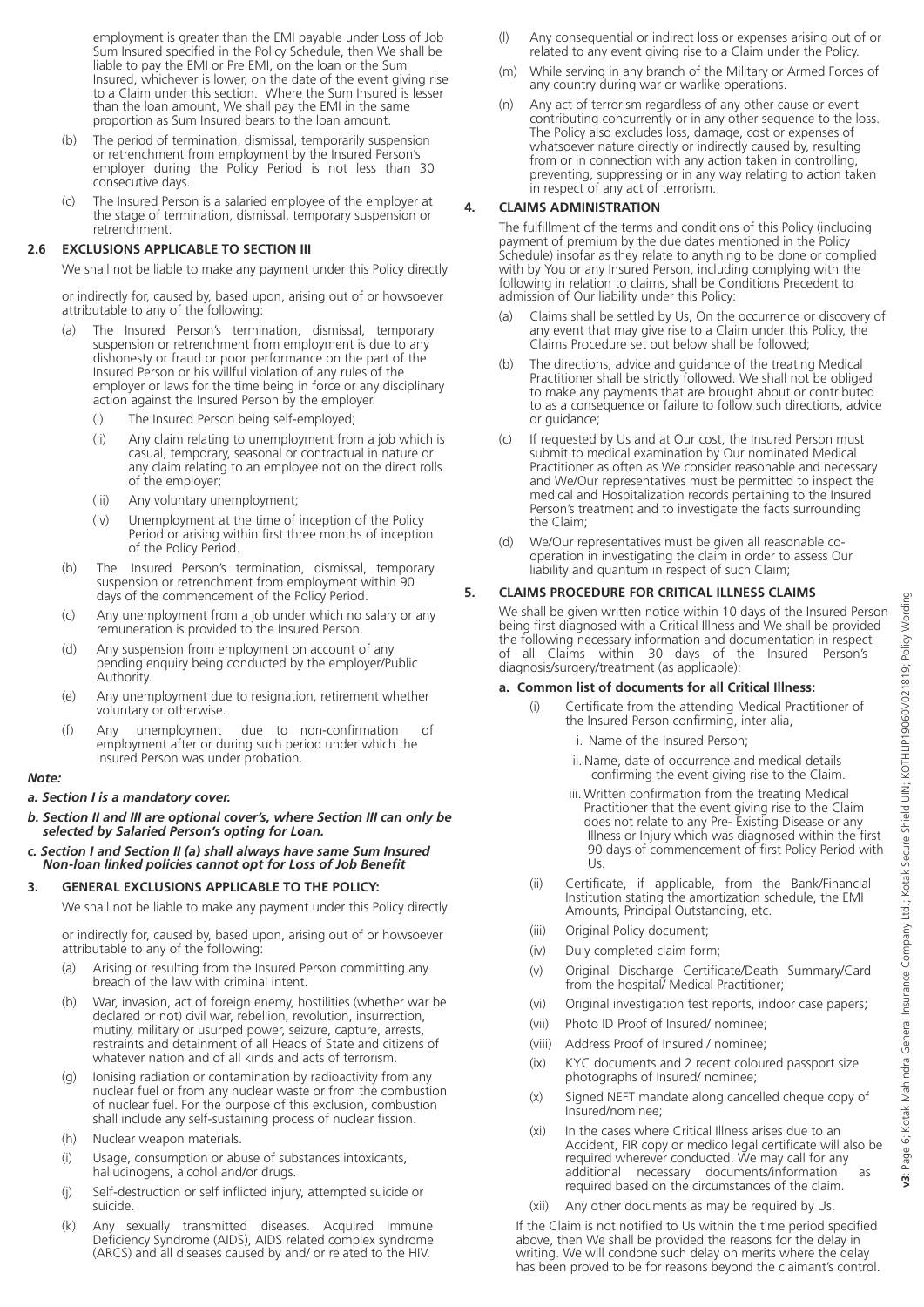employment is greater than the EMI payable under Loss of Job Sum Insured specified in the Policy Schedule, then We shall be liable to pay the EMI or Pre EMI, on the loan or the Sum Insured, whichever is lower, on the date of the event giving rise to a Claim under this section. Where the Sum Insured is lesser than the loan amount, We shall pay the EMI in the same proportion as Sum Insured bears to the loan amount.

(b) The period of termination, dismissal, temporarily suspension or retrenchment from employment by the Insured Person's employer during the Policy Period is not less than 30 consecutive days.

(c) The Insured Person is a salaried employee of the employer at the stage of termination, dismissal, temporary suspension or retrenchment.

### 2.6 EXCLUSIONS APPLICABLE TO SECTION III

We shall not be liable to make any payment under this Policy directly

or indirectly for, caused by, based upon, arising out of or howsoever attributable to any of the following:

(a) The Insured Person's termination, dismissal, temporary suspension or retrenchment from employment is due to any dishonesty or fraud or poor performance on the part of the Insured Person or his willful violation of any rules of the employer or laws for the time being in force or any disciplinary action against the Insured Person by the employer.

   (i) The Insured Person being self-employed;

   (ii) Any claim relating to unemployment from a job which is casual, temporary, seasonal or contractual in nature or any claim relating to an employee not on the direct rolls of the employer;

   (iii) Any voluntary unemployment;

   (iv) Unemployment at the time of inception of the Policy Period or arising within first three months of inception of the Policy Period.

(b) The Insured Person's termination, dismissal, temporary suspension or retrenchment from employment within 90 days of the commencement of the Policy Period.

(c) Any unemployment from a job under which no salary or any remuneration is provided to the Insured Person.

(d) Any suspension from employment on account of any pending enquiry being conducted by the employer/Public Authority.

(e) Any unemployment due to resignation, retirement whether voluntary or otherwise.

(f) Any unemployment due to non-confirmation of employment after or during such period under which the Insured Person was under probation.

***Note:***

***a. Section I is a mandatory cover.***

***b. Section II and III are optional cover's, where Section III can only be selected by Salaried Person's opting for Loan.***

***c. Section I and Section II (a) shall always have same Sum Insured Non-loan linked policies cannot opt for Loss of Job Benefit***

### 3. GENERAL EXCLUSIONS APPLICABLE TO THE POLICY:

We shall not be liable to make any payment under this Policy directly

or indirectly for, caused by, based upon, arising out of or howsoever attributable to any of the following:

(a) Arising or resulting from the Insured Person committing any breach of the law with criminal intent.

(b) War, invasion, act of foreign enemy, hostilities (whether war be declared or not) civil war, rebellion, revolution, insurrection, mutiny, military or usurped power, seizure, capture, arrests, restraints and detainment of all Heads of State and citizens of whatever nation and of all kinds and acts of terrorism.

(g) Ionising radiation or contamination by radioactivity from any nuclear fuel or from any nuclear waste or from the combustion of nuclear fuel. For the purpose of this exclusion, combustion shall include any self-sustaining process of nuclear fission.

(h) Nuclear weapon materials.

(i) Usage, consumption or abuse of substances intoxicants, hallucinogens, alcohol and/or drugs.

(j) Self-destruction or self inflicted injury, attempted suicide or suicide.

(k) Any sexually transmitted diseases. Acquired Immune Deficiency Syndrome (AIDS), AIDS related complex syndrome (ARCS) and all diseases caused by and/ or related to the HIV.

(l) Any consequential or indirect loss or expenses arising out of or related to any event giving rise to a Claim under the Policy.

(m) While serving in any branch of the Military or Armed Forces of any country during war or warlike operations.

(n) Any act of terrorism regardless of any other cause or event contributing concurrently or in any other sequence to the loss. The Policy also excludes loss, damage, cost or expenses of whatsoever nature directly or indirectly caused by, resulting from or in connection with any action taken in controlling, preventing, suppressing or in any way relating to action taken in respect of any act of terrorism.

### 4. CLAIMS ADMINISTRATION

The fulfillment of the terms and conditions of this Policy (including payment of premium by the due dates mentioned in the Policy Schedule) insofar as they relate to anything to be done or complied with by You or any Insured Person, including complying with the following in relation to claims, shall be Conditions Precedent to admission of Our liability under this Policy:

(a) Claims shall be settled by Us, On the occurrence or discovery of any event that may give rise to a Claim under this Policy, the Claims Procedure set out below shall be followed;

(b) The directions, advice and guidance of the treating Medical Practitioner shall be strictly followed. We shall not be obliged to make any payments that are brought about or contributed to as a consequence or failure to follow such directions, advice or guidance;

(c) If requested by Us and at Our cost, the Insured Person must submit to medical examination by Our nominated Medical Practitioner as often as We consider reasonable and necessary and We/Our representatives must be permitted to inspect the medical and Hospitalization records pertaining to the Insured Person's treatment and to investigate the facts surrounding the Claim;

(d) We/Our representatives must be given all reasonable co-operation in investigating the claim in order to assess Our liability and quantum in respect of such Claim;

### 5. CLAIMS PROCEDURE FOR CRITICAL ILLNESS CLAIMS

We shall be given written notice within 10 days of the Insured Person being first diagnosed with a Critical Illness and We shall be provided the following necessary information and documentation in respect of all Claims within 30 days of the Insured Person's diagnosis/surgery/treatment (as applicable):

**a. Common list of documents for all Critical Illness:**

(i) Certificate from the attending Medical Practitioner of the Insured Person confirming, inter alia,

   i. Name of the Insured Person;

   ii. Name, date of occurrence and medical details confirming the event giving rise to the Claim.

   iii. Written confirmation from the treating Medical Practitioner that the event giving rise to the Claim does not relate to any Pre- Existing Disease or any Illness or Injury which was diagnosed within the first 90 days of commencement of first Policy Period with Us.

(ii) Certificate, if applicable, from the Bank/Financial Institution stating the amortization schedule, the EMI Amounts, Principal Outstanding, etc.

(iii) Original Policy document;

(iv) Duly completed claim form;

(v) Original Discharge Certificate/Death Summary/Card from the hospital/ Medical Practitioner;

(vi) Original investigation test reports, indoor case papers;

(vii) Photo ID Proof of Insured/ nominee;

(viii) Address Proof of Insured / nominee;

(ix) KYC documents and 2 recent coloured passport size photographs of Insured/ nominee;

(x) Signed NEFT mandate along cancelled cheque copy of Insured/nominee;

(xi) In the cases where Critical Illness arises due to an Accident, FIR copy or medico legal certificate will also be required wherever conducted. We may call for any additional necessary documents/information as required based on the circumstances of the claim.

(xii) Any other documents as may be required by Us.

If the Claim is not notified to Us within the time period specified above, then We shall be provided the reasons for the delay in writing. We will condone such delay on merits where the delay has been proved to be for reasons beyond the claimant's control.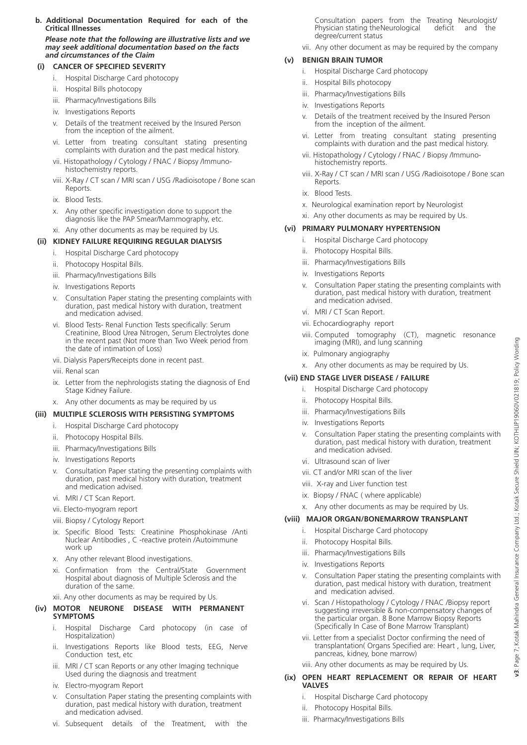**b. Additional Documentation Required for each of the Critical Illnesses**

***Please note that the following are illustrative lists and we may seek additional documentation based on the facts and circumstances of the Claim***

**(i) CANCER OF SPECIFIED SEVERITY**

i. Hospital Discharge Card photocopy
ii. Hospital Bills photocopy
iii. Pharmacy/Investigations Bills
iv. Investigations Reports
v. Details of the treatment received by the Insured Person from the inception of the ailment.
vi. Letter from treating consultant stating presenting complaints with duration and the past medical history.
vii. Histopathology / Cytology / FNAC / Biopsy /Immuno-histochemistry reports.
viii. X-Ray / CT scan / MRI scan / USG /Radioisotope / Bone scan Reports.
ix. Blood Tests.
x. Any other specific investigation done to support the diagnosis like the PAP Smear/Mammography, etc.
xi. Any other documents as may be required by Us.

**(ii) KIDNEY FAILURE REQUIRING REGULAR DIALYSIS**

i. Hospital Discharge Card photocopy
ii. Photocopy Hospital Bills.
iii. Pharmacy/Investigations Bills
iv. Investigations Reports
v. Consultation Paper stating the presenting complaints with duration, past medical history with duration, treatment and medication advised.
vi. Blood Tests- Renal Function Tests specifically: Serum Creatinine, Blood Urea Nitrogen, Serum Electrolytes done in the recent past (Not more than Two Week period from the date of intimation of Loss)
vii. Dialysis Papers/Receipts done in recent past.
viii. Renal scan
ix. Letter from the nephrologists stating the diagnosis of End Stage Kidney Failure.
x. Any other documents as may be required by us

**(iii) MULTIPLE SCLEROSIS WITH PERSISTING SYMPTOMS**

i. Hospital Discharge Card photocopy
ii. Photocopy Hospital Bills.
iii. Pharmacy/Investigations Bills
iv. Investigations Reports
v. Consultation Paper stating the presenting complaints with duration, past medical history with duration, treatment and medication advised.
vi. MRI / CT Scan Report.
vii. Electo-myogram report
viii. Biopsy / Cytology Report
ix. Specific Blood Tests: Creatinine Phosphokinase /Anti Nuclear Antibodies , C -reactive protein /Autoimmune work up
x. Any other relevant Blood investigations.
xi. Confirmation from the Central/State Government Hospital about diagnosis of Multiple Sclerosis and the duration of the same.
xii. Any other documents as may be required by Us.

**(iv) MOTOR NEURONE DISEASE WITH PERMANENT SYMPTOMS**

i. Hospital Discharge Card photocopy (in case of Hospitalization)
ii. Investigations Reports like Blood tests, EEG, Nerve Conduction test, etc
iii. MRI / CT scan Reports or any other Imaging technique Used during the diagnosis and treatment
iv. Electro-myogram Report
v. Consultation Paper stating the presenting complaints with duration, past medical history with duration, treatment and medication advised.
vi. Subsequent details of the Treatment, with the Consultation papers from the Treating Neurologist/ Physician stating theNeurological deficit and the degree/current status
vii. Any other document as may be required by the company

**(v) BENIGN BRAIN TUMOR**

i. Hospital Discharge Card photocopy
ii. Hospital Bills photocopy
iii. Pharmacy/Investigations Bills
iv. Investigations Reports
v. Details of the treatment received by the Insured Person from the inception of the ailment.
vi. Letter from treating consultant stating presenting complaints with duration and the past medical history.
vii. Histopathology / Cytology / FNAC / Biopsy /Immuno-histochemistry reports.
viii. X-Ray / CT scan / MRI scan / USG /Radioisotope / Bone scan Reports.
ix. Blood Tests.
x. Neurological examination report by Neurologist
xi. Any other documents as may be required by Us.

**(vi) PRIMARY PULMONARY HYPERTENSION**

i. Hospital Discharge Card photocopy
ii. Photocopy Hospital Bills.
iii. Pharmacy/Investigations Bills
iv. Investigations Reports
v. Consultation Paper stating the presenting complaints with duration, past medical history with duration, treatment and medication advised.
vi. MRI / CT Scan Report.
vii. Echocardiography report
viii. Computed tomography (CT), magnetic resonance imaging (MRI), and lung scanning
ix. Pulmonary angiography
x. Any other documents as may be required by Us.

**(vii) END STAGE LIVER DISEASE / FAILURE**

i. Hospital Discharge Card photocopy
ii. Photocopy Hospital Bills.
iii. Pharmacy/Investigations Bills
iv. Investigations Reports
v. Consultation Paper stating the presenting complaints with duration, past medical history with duration, treatment and medication advised.
vi. Ultrasound scan of liver
vii. CT and/or MRI scan of the liver
viii. X-ray and Liver function test
ix. Biopsy / FNAC ( where applicable)
x. Any other documents as may be required by Us.

**(viii) MAJOR ORGAN/BONEMARROW TRANSPLANT**

i. Hospital Discharge Card photocopy
ii. Photocopy Hospital Bills.
iii. Pharmacy/Investigations Bills
iv. Investigations Reports
v. Consultation Paper stating the presenting complaints with duration, past medical history with duration, treatment and medication advised.
vi. Scan / Histopathology / Cytology / FNAC /Biopsy report suggesting irreversible & non-compensatory changes of the particular organ. 8 Bone Marrow Biopsy Reports (Specifically In Case of Bone Marrow Transplant)
vii. Letter from a specialist Doctor confirming the need of transplantation( Organs Specified are: Heart , lung, Liver, pancreas, kidney, bone marrow)
viii. Any other documents as may be required by Us.

**(ix) OPEN HEART REPLACEMENT OR REPAIR OF HEART VALVES**

i. Hospital Discharge Card photocopy
ii. Photocopy Hospital Bills.
iii. Pharmacy/Investigations Bills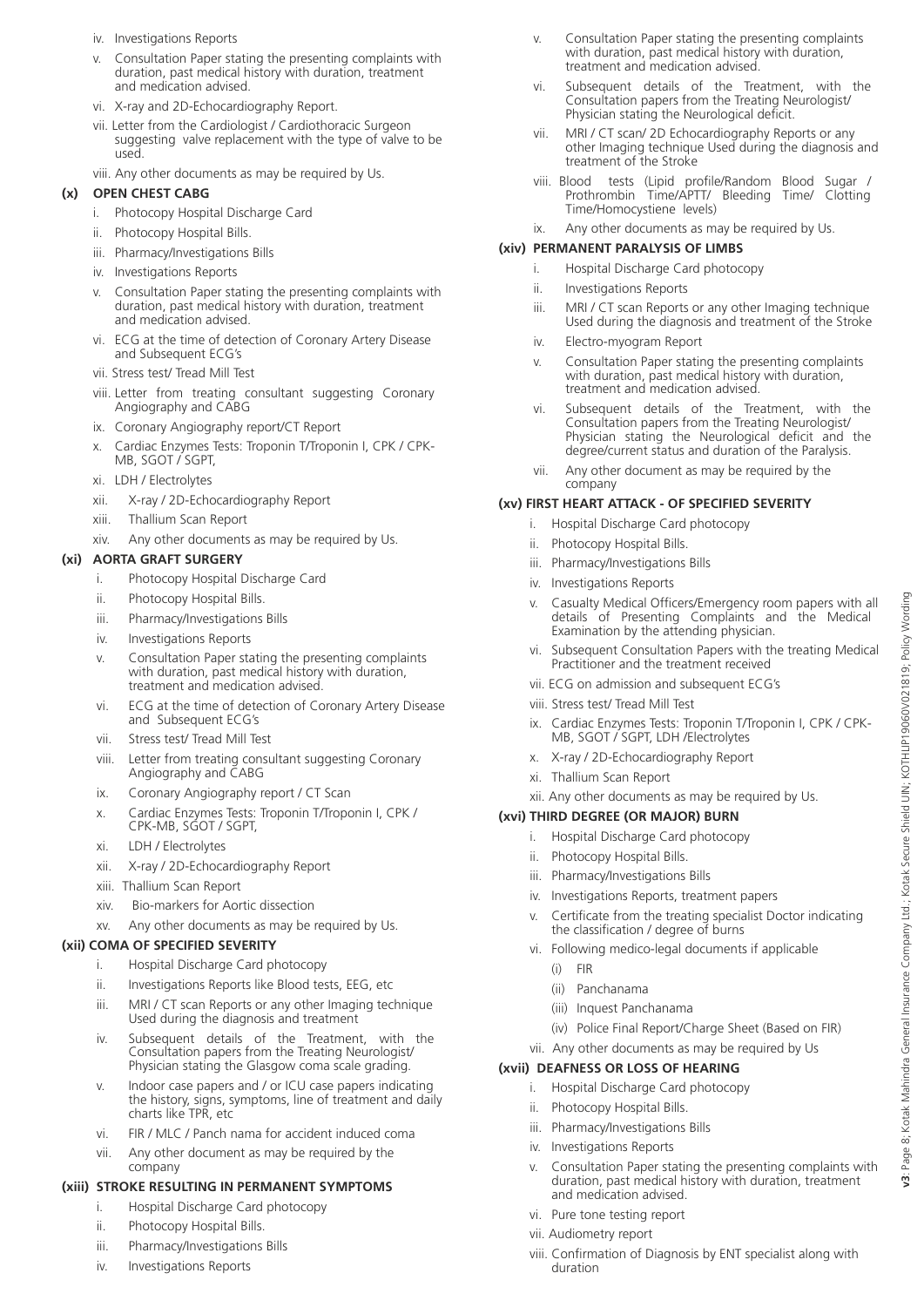iv. Investigations Reports

v. Consultation Paper stating the presenting complaints with duration, past medical history with duration, treatment and medication advised.

vi. X-ray and 2D-Echocardiography Report.

vii. Letter from the Cardiologist / Cardiothoracic Surgeon suggesting valve replacement with the type of valve to be used.

viii. Any other documents as may be required by Us.

**(x) OPEN CHEST CABG**

i. Photocopy Hospital Discharge Card

ii. Photocopy Hospital Bills.

iii. Pharmacy/Investigations Bills

iv. Investigations Reports

v. Consultation Paper stating the presenting complaints with duration, past medical history with duration, treatment and medication advised.

vi. ECG at the time of detection of Coronary Artery Disease and Subsequent ECG's

vii. Stress test/ Tread Mill Test

viii. Letter from treating consultant suggesting Coronary Angiography and CABG

ix. Coronary Angiography report/CT Report

x. Cardiac Enzymes Tests: Troponin T/Troponin I, CPK / CPK-MB, SGOT / SGPT,

xi. LDH / Electrolytes

xii. X-ray / 2D-Echocardiography Report

xiii. Thallium Scan Report

xiv. Any other documents as may be required by Us.

**(xi) AORTA GRAFT SURGERY**

i. Photocopy Hospital Discharge Card

ii. Photocopy Hospital Bills.

iii. Pharmacy/Investigations Bills

iv. Investigations Reports

v. Consultation Paper stating the presenting complaints with duration, past medical history with duration, treatment and medication advised.

vi. ECG at the time of detection of Coronary Artery Disease and Subsequent ECG's

vii. Stress test/ Tread Mill Test

viii. Letter from treating consultant suggesting Coronary Angiography and CABG

ix. Coronary Angiography report / CT Scan

x. Cardiac Enzymes Tests: Troponin T/Troponin I, CPK / CPK-MB, SGOT / SGPT,

xi. LDH / Electrolytes

xii. X-ray / 2D-Echocardiography Report

xiii. Thallium Scan Report

xiv. Bio-markers for Aortic dissection

xv. Any other documents as may be required by Us.

**(xii) COMA OF SPECIFIED SEVERITY**

i. Hospital Discharge Card photocopy

ii. Investigations Reports like Blood tests, EEG, etc

iii. MRI / CT scan Reports or any other Imaging technique Used during the diagnosis and treatment

iv. Subsequent details of the Treatment, with the Consultation papers from the Treating Neurologist/ Physician stating the Glasgow coma scale grading.

v. Indoor case papers and / or ICU case papers indicating the history, signs, symptoms, line of treatment and daily charts like TPR, etc

vi. FIR / MLC / Panch nama for accident induced coma

vii. Any other document as may be required by the company

**(xiii) STROKE RESULTING IN PERMANENT SYMPTOMS**

i. Hospital Discharge Card photocopy

ii. Photocopy Hospital Bills.

iii. Pharmacy/Investigations Bills

iv. Investigations Reports

v. Consultation Paper stating the presenting complaints with duration, past medical history with duration, treatment and medication advised.

vi. Subsequent details of the Treatment, with the Consultation papers from the Treating Neurologist/ Physician stating the Neurological deficit.

vii. MRI / CT scan/ 2D Echocardiography Reports or any other Imaging technique Used during the diagnosis and treatment of the Stroke

viii. Blood tests (Lipid profile/Random Blood Sugar / Prothrombin Time/APTT/ Bleeding Time/ Clotting Time/Homocystiene levels)

ix. Any other documents as may be required by Us.

**(xiv) PERMANENT PARALYSIS OF LIMBS**

i. Hospital Discharge Card photocopy

ii. Investigations Reports

iii. MRI / CT scan Reports or any other Imaging technique Used during the diagnosis and treatment of the Stroke

iv. Electro-myogram Report

v. Consultation Paper stating the presenting complaints with duration, past medical history with duration, treatment and medication advised.

vi. Subsequent details of the Treatment, with the Consultation papers from the Treating Neurologist/ Physician stating the Neurological deficit and the degree/current status and duration of the Paralysis.

vii. Any other document as may be required by the company

**(xv) FIRST HEART ATTACK - OF SPECIFIED SEVERITY**

i. Hospital Discharge Card photocopy

ii. Photocopy Hospital Bills.

iii. Pharmacy/Investigations Bills

iv. Investigations Reports

v. Casualty Medical Officers/Emergency room papers with all details of Presenting Complaints and the Medical Examination by the attending physician.

vi. Subsequent Consultation Papers with the treating Medical Practitioner and the treatment received

vii. ECG on admission and subsequent ECG's

viii. Stress test/ Tread Mill Test

ix. Cardiac Enzymes Tests: Troponin T/Troponin I, CPK / CPK-MB, SGOT / SGPT, LDH /Electrolytes

x. X-ray / 2D-Echocardiography Report

xi. Thallium Scan Report

xii. Any other documents as may be required by Us.

**(xvi) THIRD DEGREE (OR MAJOR) BURN**

i. Hospital Discharge Card photocopy

ii. Photocopy Hospital Bills.

iii. Pharmacy/Investigations Bills

iv. Investigations Reports, treatment papers

v. Certificate from the treating specialist Doctor indicating the classification / degree of burns

vi. Following medico-legal documents if applicable

(i) FIR

(ii) Panchanama

(iii) Inquest Panchanama

(iv) Police Final Report/Charge Sheet (Based on FIR)

vii. Any other documents as may be required by Us

**(xvii) DEAFNESS OR LOSS OF HEARING**

i. Hospital Discharge Card photocopy

ii. Photocopy Hospital Bills.

iii. Pharmacy/Investigations Bills

iv. Investigations Reports

v. Consultation Paper stating the presenting complaints with duration, past medical history with duration, treatment and medication advised.

vi. Pure tone testing report

vii. Audiometry report

viii. Confirmation of Diagnosis by ENT specialist along with duration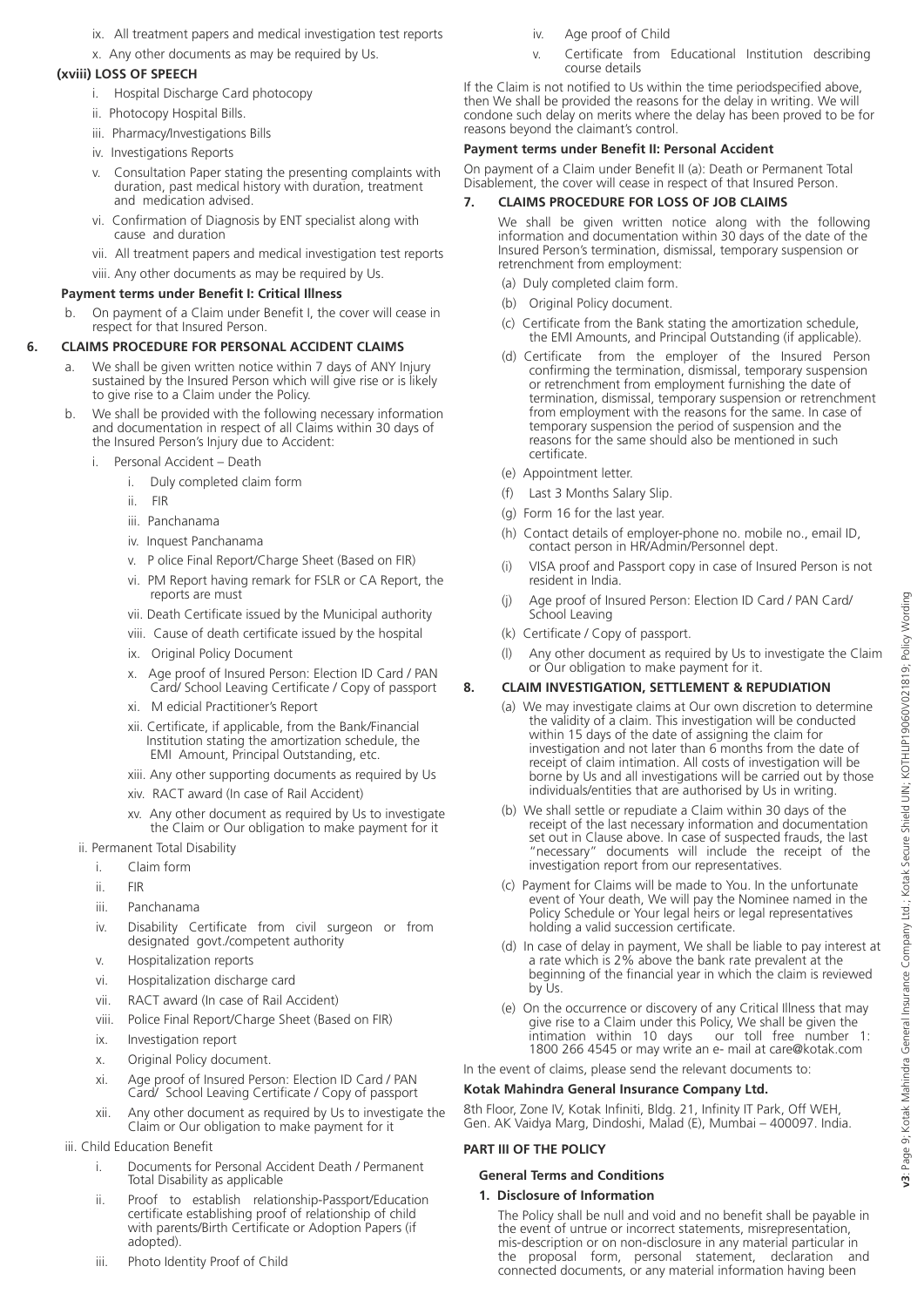ix. All treatment papers and medical investigation test reports

x. Any other documents as may be required by Us.

**(xviii) LOSS OF SPEECH**

i. Hospital Discharge Card photocopy

ii. Photocopy Hospital Bills.

iii. Pharmacy/Investigations Bills

iv. Investigations Reports

v. Consultation Paper stating the presenting complaints with duration, past medical history with duration, treatment and medication advised.

vi. Confirmation of Diagnosis by ENT specialist along with cause and duration

vii. All treatment papers and medical investigation test reports

viii. Any other documents as may be required by Us.

**Payment terms under Benefit I: Critical Illness**

b. On payment of a Claim under Benefit I, the cover will cease in respect for that Insured Person.

**6. CLAIMS PROCEDURE FOR PERSONAL ACCIDENT CLAIMS**

a. We shall be given written notice within 7 days of ANY Injury sustained by the Insured Person which will give rise or is likely to give rise to a Claim under the Policy.

b. We shall be provided with the following necessary information and documentation in respect of all Claims within 30 days of the Insured Person's Injury due to Accident:

i. Personal Accident – Death

i. Duly completed claim form

ii. FIR

iii. Panchanama

iv. Inquest Panchanama

v. P olice Final Report/Charge Sheet (Based on FIR)

vi. PM Report having remark for FSLR or CA Report, the reports are must

vii. Death Certificate issued by the Municipal authority

viii. Cause of death certificate issued by the hospital

ix. Original Policy Document

x. Age proof of Insured Person: Election ID Card / PAN Card/ School Leaving Certificate / Copy of passport

xi. M edicial Practitioner's Report

xii. Certificate, if applicable, from the Bank/Financial Institution stating the amortization schedule, the EMI Amount, Principal Outstanding, etc.

xiii. Any other supporting documents as required by Us

xiv. RACT award (In case of Rail Accident)

xv. Any other document as required by Us to investigate the Claim or Our obligation to make payment for it

ii. Permanent Total Disability

i. Claim form

ii. FIR

iii. Panchanama

iv. Disability Certificate from civil surgeon or from designated govt./competent authority

v. Hospitalization reports

vi. Hospitalization discharge card

vii. RACT award (In case of Rail Accident)

viii. Police Final Report/Charge Sheet (Based on FIR)

ix. Investigation report

x. Original Policy document.

xi. Age proof of Insured Person: Election ID Card / PAN Card/ School Leaving Certificate / Copy of passport

xii. Any other document as required by Us to investigate the Claim or Our obligation to make payment for it

iii. Child Education Benefit

i. Documents for Personal Accident Death / Permanent Total Disability as applicable

ii. Proof to establish relationship-Passport/Education certificate establishing proof of relationship of child with parents/Birth Certificate or Adoption Papers (if adopted).

iii. Photo Identity Proof of Child

iv. Age proof of Child

v. Certificate from Educational Institution describing course details

If the Claim is not notified to Us within the time periodspecified above, then We shall be provided the reasons for the delay in writing. We will condone such delay on merits where the delay has been proved to be for reasons beyond the claimant's control.

**Payment terms under Benefit II: Personal Accident**

On payment of a Claim under Benefit II (a): Death or Permanent Total Disablement, the cover will cease in respect of that Insured Person.

**7. CLAIMS PROCEDURE FOR LOSS OF JOB CLAIMS**

We shall be given written notice along with the following information and documentation within 30 days of the date of the Insured Person's termination, dismissal, temporary suspension or retrenchment from employment:

(a) Duly completed claim form.

(b) Original Policy document.

(c) Certificate from the Bank stating the amortization schedule, the EMI Amounts, and Principal Outstanding (if applicable).

(d) Certificate from the employer of the Insured Person confirming the termination, dismissal, temporary suspension or retrenchment from employment furnishing the date of termination, dismissal, temporary suspension or retrenchment from employment with the reasons for the same. In case of temporary suspension the period of suspension and the reasons for the same should also be mentioned in such certificate.

(e) Appointment letter.

(f) Last 3 Months Salary Slip.

(g) Form 16 for the last year.

(h) Contact details of employer-phone no. mobile no., email ID, contact person in HR/Admin/Personnel dept.

(i) VISA proof and Passport copy in case of Insured Person is not resident in India.

(j) Age proof of Insured Person: Election ID Card / PAN Card/ School Leaving

(k) Certificate / Copy of passport.

(l) Any other document as required by Us to investigate the Claim or Our obligation to make payment for it.

**8. CLAIM INVESTIGATION, SETTLEMENT & REPUDIATION**

(a) We may investigate claims at Our own discretion to determine the validity of a claim. This investigation will be conducted within 15 days of the date of assigning the claim for investigation and not later than 6 months from the date of receipt of claim intimation. All costs of investigation will be borne by Us and all investigations will be carried out by those individuals/entities that are authorised by Us in writing.

(b) We shall settle or repudiate a Claim within 30 days of the receipt of the last necessary information and documentation set out in Clause above. In case of suspected frauds, the last "necessary" documents will include the receipt of the investigation report from our representatives.

(c) Payment for Claims will be made to You. In the unfortunate event of Your death, We will pay the Nominee named in the Policy Schedule or Your legal heirs or legal representatives holding a valid succession certificate.

(d) In case of delay in payment, We shall be liable to pay interest at a rate which is 2% above the bank rate prevalent at the beginning of the financial year in which the claim is reviewed by Us.

(e) On the occurrence or discovery of any Critical Illness that may give rise to a Claim under this Policy, We shall be given the intimation within 10 days our toll free number 1: 1800 266 4545 or you may write an e- mail at care@kotak.com

In the event of claims, please send the relevant documents to:

**Kotak Mahindra General Insurance Company Ltd.**

8th Floor, Zone IV, Kotak Infiniti, Bldg. 21, Infinity IT Park, Off WEH, Gen. AK Vaidya Marg, Dindoshi, Malad (E), Mumbai – 400097. India.

**PART III OF THE POLICY**

**General Terms and Conditions**

**1. Disclosure of Information**

The Policy shall be null and void and no benefit shall be payable in the event of untrue or incorrect statements, misrepresentation, mis-description or on non-disclosure in any material particular in the proposal form, personal statement, declaration and connected documents, or any material information having been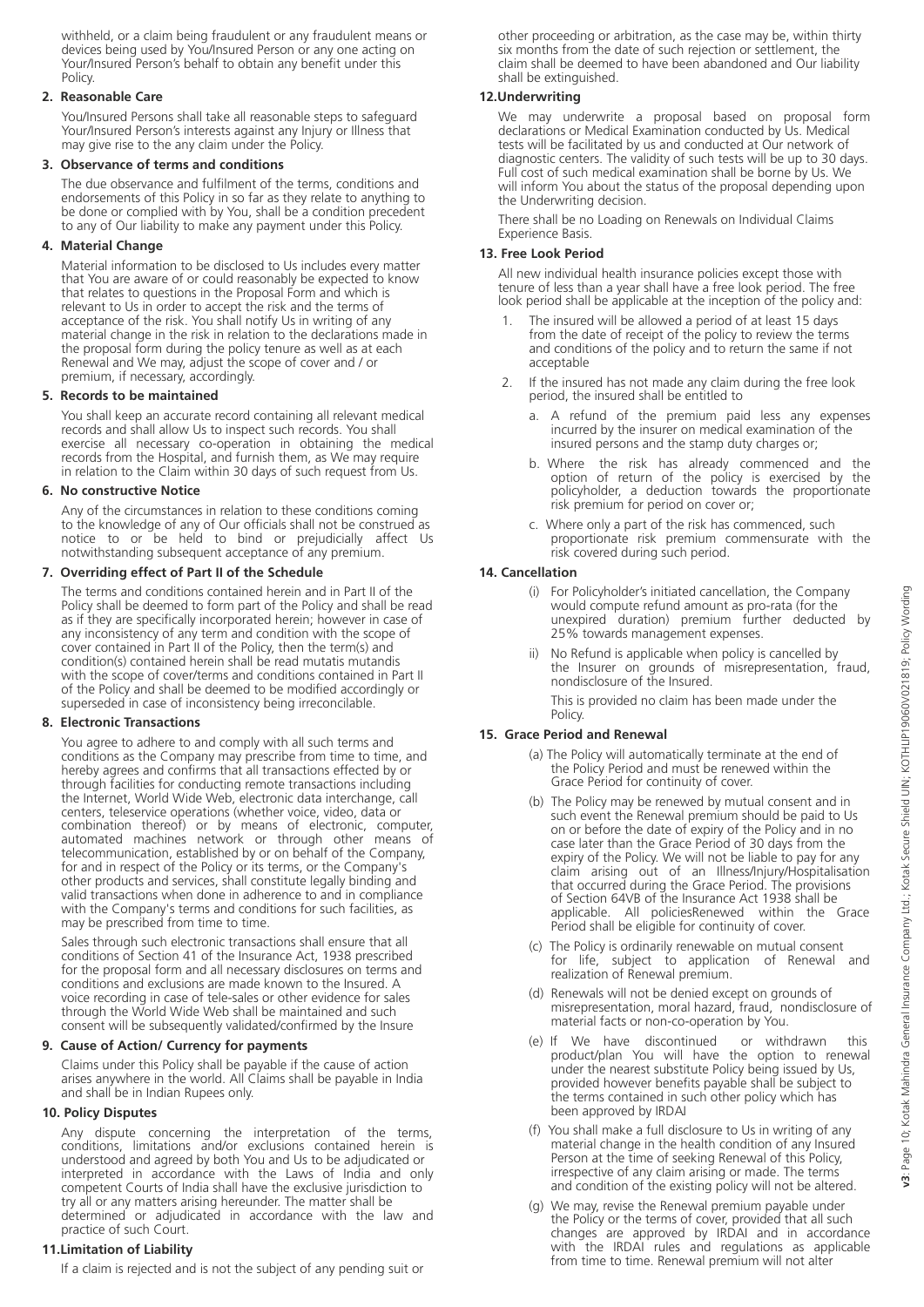withheld, or a claim being fraudulent or any fraudulent means or devices being used by You/Insured Person or any one acting on Your/Insured Person's behalf to obtain any benefit under this Policy.

**2. Reasonable Care**

You/Insured Persons shall take all reasonable steps to safeguard Your/Insured Person's interests against any Injury or Illness that may give rise to the any claim under the Policy.

**3. Observance of terms and conditions**

The due observance and fulfilment of the terms, conditions and endorsements of this Policy in so far as they relate to anything to be done or complied with by You, shall be a condition precedent to any of Our liability to make any payment under this Policy.

**4. Material Change**

Material information to be disclosed to Us includes every matter that You are aware of or could reasonably be expected to know that relates to questions in the Proposal Form and which is relevant to Us in order to accept the risk and the terms of acceptance of the risk. You shall notify Us in writing of any material change in the risk in relation to the declarations made in the proposal form during the policy tenure as well as at each Renewal and We may, adjust the scope of cover and / or premium, if necessary, accordingly.

**5. Records to be maintained**

You shall keep an accurate record containing all relevant medical records and shall allow Us to inspect such records. You shall exercise all necessary co-operation in obtaining the medical records from the Hospital, and furnish them, as We may require in relation to the Claim within 30 days of such request from Us.

**6. No constructive Notice**

Any of the circumstances in relation to these conditions coming to the knowledge of any of Our officials shall not be construed as notice to or be held to bind or prejudicially affect Us notwithstanding subsequent acceptance of any premium.

**7. Overriding effect of Part II of the Schedule**

The terms and conditions contained herein and in Part II of the Policy shall be deemed to form part of the Policy and shall be read as if they are specifically incorporated herein; however in case of any inconsistency of any term and condition with the scope of cover contained in Part II of the Policy, then the term(s) and condition(s) contained herein shall be read mutatis mutandis with the scope of cover/terms and conditions contained in Part II of the Policy and shall be deemed to be modified accordingly or superseded in case of inconsistency being irreconcilable.

**8. Electronic Transactions**

You agree to adhere to and comply with all such terms and conditions as the Company may prescribe from time to time, and hereby agrees and confirms that all transactions effected by or through facilities for conducting remote transactions including the Internet, World Wide Web, electronic data interchange, call centers, teleservice operations (whether voice, video, data or combination thereof) or by means of electronic, computer, automated machines network or through other means of telecommunication, established by or on behalf of the Company, for and in respect of the Policy or its terms, or the Company's other products and services, shall constitute legally binding and valid transactions when done in adherence to and in compliance with the Company's terms and conditions for such facilities, as may be prescribed from time to time.

Sales through such electronic transactions shall ensure that all conditions of Section 41 of the Insurance Act, 1938 prescribed for the proposal form and all necessary disclosures on terms and conditions and exclusions are made known to the Insured. A voice recording in case of tele-sales or other evidence for sales through the World Wide Web shall be maintained and such consent will be subsequently validated/confirmed by the Insure

**9. Cause of Action/ Currency for payments**

Claims under this Policy shall be payable if the cause of action arises anywhere in the world. All Claims shall be payable in India and shall be in Indian Rupees only.

**10. Policy Disputes**

Any dispute concerning the interpretation of the terms, conditions, limitations and/or exclusions contained herein is understood and agreed by both You and Us to be adjudicated or interpreted in accordance with the Laws of India and only competent Courts of India shall have the exclusive jurisdiction to try all or any matters arising hereunder. The matter shall be determined or adjudicated in accordance with the law and practice of such Court.

**11.Limitation of Liability**

If a claim is rejected and is not the subject of any pending suit or other proceeding or arbitration, as the case may be, within thirty six months from the date of such rejection or settlement, the claim shall be deemed to have been abandoned and Our liability shall be extinguished.

**12.Underwriting**

We may underwrite a proposal based on proposal form declarations or Medical Examination conducted by Us. Medical tests will be facilitated by us and conducted at Our network of diagnostic centers. The validity of such tests will be up to 30 days. Full cost of such medical examination shall be borne by Us. We will inform You about the status of the proposal depending upon the Underwriting decision.

There shall be no Loading on Renewals on Individual Claims Experience Basis.

**13. Free Look Period**

All new individual health insurance policies except those with tenure of less than a year shall have a free look period. The free look period shall be applicable at the inception of the policy and:

1. The insured will be allowed a period of at least 15 days from the date of receipt of the policy to review the terms and conditions of the policy and to return the same if not acceptable
2. If the insured has not made any claim during the free look period, the insured shall be entitled to
   a. A refund of the premium paid less any expenses incurred by the insurer on medical examination of the insured persons and the stamp duty charges or;
   b. Where the risk has already commenced and the option of return of the policy is exercised by the policyholder, a deduction towards the proportionate risk premium for period on cover or;
   c. Where only a part of the risk has commenced, such proportionate risk premium commensurate with the risk covered during such period.

**14. Cancellation**

(i) For Policyholder's initiated cancellation, the Company would compute refund amount as pro-rata (for the unexpired duration) premium further deducted by 25% towards management expenses.

ii) No Refund is applicable when policy is cancelled by the Insurer on grounds of misrepresentation, fraud, nondisclosure of the Insured.

This is provided no claim has been made under the Policy.

**15. Grace Period and Renewal**

(a) The Policy will automatically terminate at the end of the Policy Period and must be renewed within the Grace Period for continuity of cover.

(b) The Policy may be renewed by mutual consent and in such event the Renewal premium should be paid to Us on or before the date of expiry of the Policy and in no case later than the Grace Period of 30 days from the expiry of the Policy. We will not be liable to pay for any claim arising out of an Illness/Injury/Hospitalisation that occurred during the Grace Period. The provisions of Section 64VB of the Insurance Act 1938 shall be applicable. All policiesRenewed within the Grace Period shall be eligible for continuity of cover.

(c) The Policy is ordinarily renewable on mutual consent for life, subject to application of Renewal and realization of Renewal premium.

(d) Renewals will not be denied except on grounds of misrepresentation, moral hazard, fraud, nondisclosure of material facts or non-co-operation by You.

(e) If We have discontinued or withdrawn this product/plan You will have the option to renewal under the nearest substitute Policy being issued by Us, provided however benefits payable shall be subject to the terms contained in such other policy which has been approved by IRDAI

(f) You shall make a full disclosure to Us in writing of any material change in the health condition of any Insured Person at the time of seeking Renewal of this Policy, irrespective of any claim arising or made. The terms and condition of the existing policy will not be altered.

(g) We may, revise the Renewal premium payable under the Policy or the terms of cover, provided that all such changes are approved by IRDAI and in accordance with the IRDAI rules and regulations as applicable from time to time. Renewal premium will not alter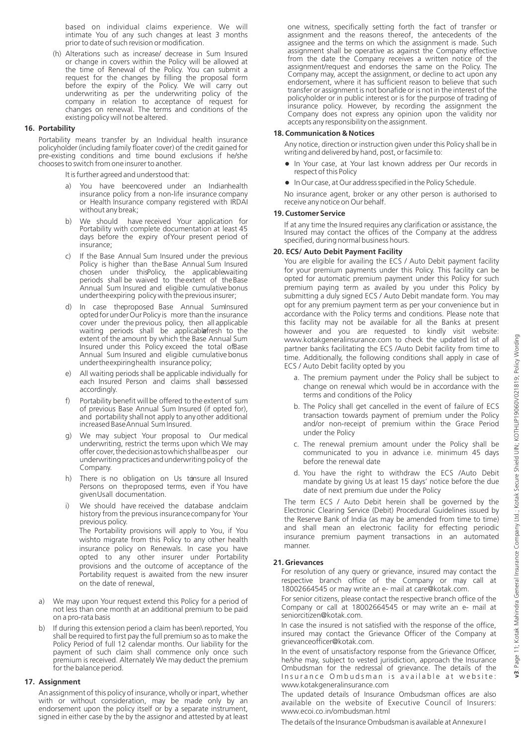based on individual claims experience. We will intimate You of any such changes at least 3 months prior to date of such revision or modification.

(h) Alterations such as increase/ decrease in Sum Insured or change in covers within the Policy will be allowed at the time of Renewal of the Policy. You can submit a request for the changes by filling the proposal form before the expiry of the Policy. We will carry out underwriting as per the underwriting policy of the company in relation to acceptance of request for changes on renewal. The terms and conditions of the existing policy will not be altered.

## 16. Portability

Portability means transfer by an Individual health insurance policyholder (including family floater cover) of the credit gained for pre-existing conditions and time bound exclusions if he/she chooses to switch from one insurer to another.

It is further agreed and understood that:

a) You have been covered under an Indian health insurance policy from a non-life insurance company or Health Insurance company registered with IRDAI without any break;

b) We should have received Your application for Portability with complete documentation at least 45 days before the expiry of Your present period of insurance;

c) If the Base Annual Sum Insured under the previous Policy is higher than the Base Annual Sum Insured chosen under this Policy, the applicable waiting periods shall be waived to the extent of the Base Annual Sum Insured and eligible cumulative bonus under the expiring policy with the previous insurer;

d) In case the proposed Base Annual Sum Insured opted for under Our Policy is more than the insurance cover under the previous policy, then all applicable waiting periods shall be applicable afresh to the extent of the amount by which the Base Annual Sum Insured under this Policy exceed the total of Base Annual Sum Insured and eligible cumulative bonus under the expiring health insurance policy;

e) All waiting periods shall be applicable individually for each Insured Person and claims shall be assessed accordingly.

f) Portability benefit will be offered to the extent of sum of previous Base Annual Sum Insured (if opted for), and portability shall not apply to any other additional increased Base Annual Sum Insured.

g) We may subject Your proposal to Our medical underwriting, restrict the terms upon which We may offer cover, the decision as to which shall be as per our underwriting practices and underwriting policy of the Company.

h) There is no obligation on Us to insure all Insured Persons on the proposed terms, even if You have given Us all documentation.

i) We should have received the database and claim history from the previous insurance company for Your previous policy.

The Portability provisions will apply to You, if You wish to migrate from this Policy to any other health insurance policy on Renewals. In case you have opted to any other insurer under Portability provisions and the outcome of acceptance of the Portability request is awaited from the new insurer on the date of renewal,

a) We may upon Your request extend this Policy for a period of not less than one month at an additional premium to be paid on a pro-rata basis

b) If during this extension period a claim has been\ reported, You shall be required to first pay the full premium so as to make the Policy Period of full 12 calendar months. Our liability for the payment of such claim shall commence only once such premium is received. Alternately We may deduct the premium for the balance period.

## 17. Assignment

An assignment of this policy of insurance, wholly or in part, whether with or without consideration, may be made only by an endorsement upon the policy itself or by a separate instrument, signed in either case by the by the assignor and attested by at least one witness, specifically setting forth the fact of transfer or assignment and the reasons thereof, the antecedents of the assignee and the terms on which the assignment is made. Such assignment shall be operative as against the Company effective from the date the Company receives a written notice of the assignment/request and endorses the same on the Policy. The Company may, accept the assignment, or decline to act upon any endorsement, where it has sufficient reason to believe that such transfer or assignment is not bonafide or is not in the interest of the policyholder or in public interest or is for the purpose of trading of insurance policy. However, by recording the assignment the Company does not express any opinion upon the validity nor accepts any responsibility on the assignment.

## 18. Communication & Notices

Any notice, direction or instruction given under this Policy shall be in writing and delivered by hand, post, or facsimile to:

- In Your case, at Your last known address per Our records in respect of this Policy
- In Our case, at Our address specified in the Policy Schedule.

No insurance agent, broker or any other person is authorised to receive any notice on Our behalf.

## 19. Customer Service

If at any time the Insured requires any clarification or assistance, the Insured may contact the offices of the Company at the address specified, during normal business hours.

## 20. ECS/ Auto Debit Payment Facility

You are eligible for availing the ECS / Auto Debit payment facility for your premium payments under this Policy. This facility can be opted for automatic premium payment under this Policy for such premium paying term as availed by you under this Policy by submitting a duly signed ECS / Auto Debit mandate form. You may opt for any premium payment term as per your convenience but in accordance with the Policy terms and conditions. Please note that this facility may not be available for all the Banks at present however and you are requested to kindly visit website: www.kotakgeneralinsurance.com to check the updated list of all partner banks facilitating the ECS /Auto Debit facility from time to time. Additionally, the following conditions shall apply in case of ECS / Auto Debit facility opted by you

a. The premium payment under the Policy shall be subject to change on renewal which would be in accordance with the terms and conditions of the Policy

b. The Policy shall get cancelled in the event of failure of ECS transaction towards payment of premium under the Policy and/or non-receipt of premium within the Grace Period under the Policy

c. The renewal premium amount under the Policy shall be communicated to you in advance i.e. minimum 45 days before the renewal date

d. You have the right to withdraw the ECS /Auto Debit mandate by giving Us at least 15 days' notice before the due date of next premium due under the Policy

The term ECS / Auto Debit herein shall be governed by the Electronic Clearing Service (Debit) Procedural Guidelines issued by the Reserve Bank of India (as may be amended from time to time) and shall mean an electronic facility for effecting periodic insurance premium payment transactions in an automated manner.

## 21. Grievances

For resolution of any query or grievance, insured may contact the respective branch office of the Company or may call at 18002664545 or may write an e- mail at care@kotak.com.

For senior citizens, please contact the respective branch office of the Company or call at 18002664545 or may write an e- mail at seniorcitizen@kotak.com.

In case the insured is not satisfied with the response of the office, insured may contact the Grievance Officer of the Company at grievanceofficer@kotak.com.

In the event of unsatisfactory response from the Grievance Officer, he/she may, subject to vested jurisdiction, approach the Insurance Ombudsman for the redressal of grievance. The details of the Insurance Ombudsman is available at website: www.kotakgeneralinsurance.com

The updated details of Insurance Ombudsman offices are also available on the website of Executive Council of Insurers: www.ecoi.co.in/ombudsman.html

The details of the Insurance Ombudsman is available at Annexure I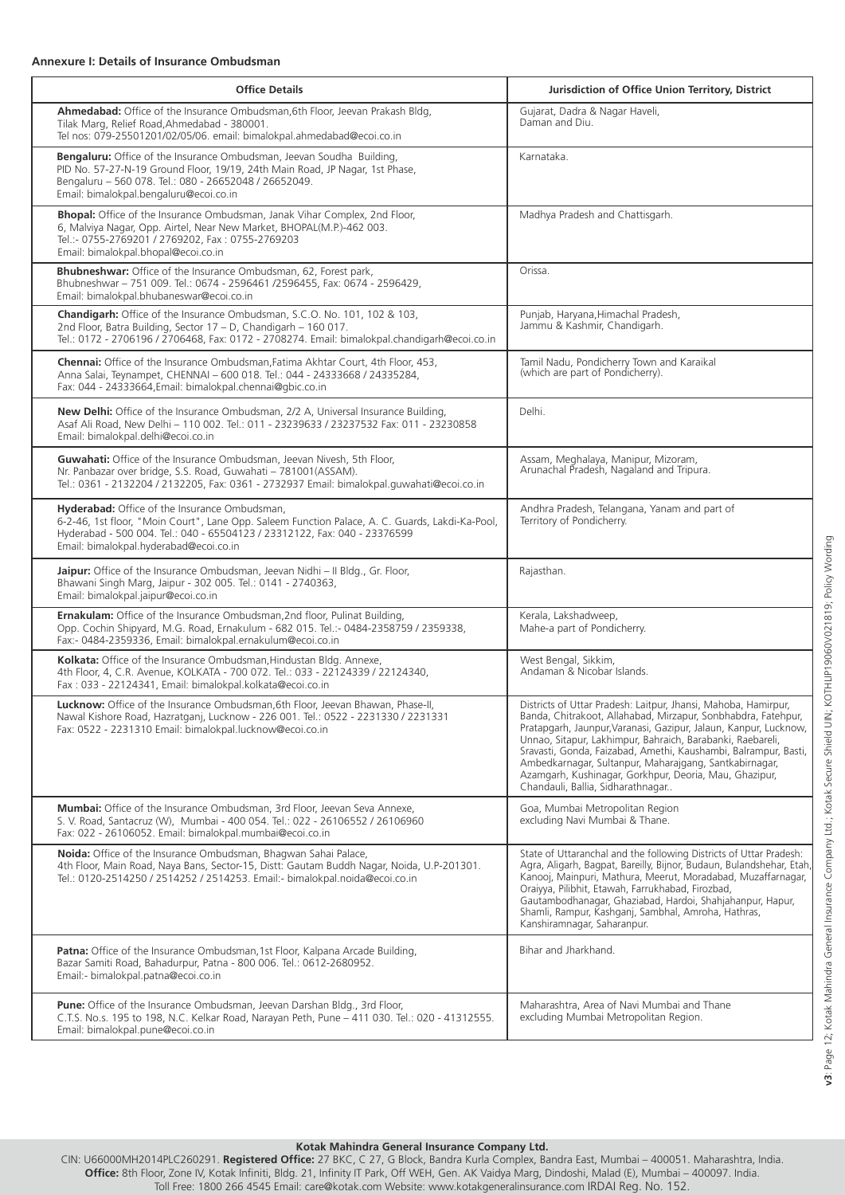**Annexure I: Details of Insurance Ombudsman**

| Office Details | Jurisdiction of Office Union Territory, District |
|---|---|
| **Ahmedabad:** Office of the Insurance Ombudsman,6th Floor, Jeevan Prakash Bldg, Tilak Marg, Relief Road,Ahmedabad - 380001. Tel nos: 079-25501201/02/05/06. email: bimalokpal.ahmedabad@ecoi.co.in | Gujarat, Dadra & Nagar Haveli, Daman and Diu. |
| **Bengaluru:** Office of the Insurance Ombudsman, Jeevan Soudha Building, PID No. 57-27-N-19 Ground Floor, 19/19, 24th Main Road, JP Nagar, 1st Phase, Bengaluru – 560 078. Tel.: 080 - 26652048 / 26652049. Email: bimalokpal.bengaluru@ecoi.co.in | Karnataka. |
| **Bhopal:** Office of the Insurance Ombudsman, Janak Vihar Complex, 2nd Floor, 6, Malviya Nagar, Opp. Airtel, Near New Market, BHOPAL(M.P.)-462 003. Tel.:- 0755-2769201 / 2769202, Fax : 0755-2769203 Email: bimalokpal.bhopal@ecoi.co.in | Madhya Pradesh and Chattisgarh. |
| **Bhubneshwar:** Office of the Insurance Ombudsman, 62, Forest park, Bhubneshwar – 751 009. Tel.: 0674 - 2596461 /2596455, Fax: 0674 - 2596429, Email: bimalokpal.bhubaneswar@ecoi.co.in | Orissa. |
| **Chandigarh:** Office of the Insurance Ombudsman, S.C.O. No. 101, 102 & 103, 2nd Floor, Batra Building, Sector 17 – D, Chandigarh – 160 017. Tel.: 0172 - 2706196 / 2706468, Fax: 0172 - 2708274. Email: bimalokpal.chandigarh@ecoi.co.in | Punjab, Haryana,Himachal Pradesh, Jammu & Kashmir, Chandigarh. |
| **Chennai:** Office of the Insurance Ombudsman,Fatima Akhtar Court, 4th Floor, 453, Anna Salai, Teynampet, CHENNAI – 600 018. Tel.: 044 - 24333668 / 24335284, Fax: 044 - 24333664,Email: bimalokpal.chennai@gbic.co.in | Tamil Nadu, Pondicherry Town and Karaikal (which are part of Pondicherry). |
| **New Delhi:** Office of the Insurance Ombudsman, 2/2 A, Universal Insurance Building, Asaf Ali Road, New Delhi – 110 002. Tel.: 011 - 23239633 / 23237532 Fax: 011 - 23230858 Email: bimalokpal.delhi@ecoi.co.in | Delhi. |
| **Guwahati:** Office of the Insurance Ombudsman, Jeevan Nivesh, 5th Floor, Nr. Panbazar over bridge, S.S. Road, Guwahati – 781001(ASSAM). Tel.: 0361 - 2132204 / 2132205, Fax: 0361 - 2732937 Email: bimalokpal.guwahati@ecoi.co.in | Assam, Meghalaya, Manipur, Mizoram, Arunachal Pradesh, Nagaland and Tripura. |
| **Hyderabad:** Office of the Insurance Ombudsman, 6-2-46, 1st floor, "Moin Court", Lane Opp. Saleem Function Palace, A. C. Guards, Lakdi-Ka-Pool, Hyderabad - 500 004. Tel.: 040 - 65504123 / 23312122, Fax: 040 - 23376599 Email: bimalokpal.hyderabad@ecoi.co.in | Andhra Pradesh, Telangana, Yanam and part of Territory of Pondicherry. |
| **Jaipur:** Office of the Insurance Ombudsman, Jeevan Nidhi – II Bldg., Gr. Floor, Bhawani Singh Marg, Jaipur - 302 005. Tel.: 0141 - 2740363, Email: bimalokpal.jaipur@ecoi.co.in | Rajasthan. |
| **Ernakulam:** Office of the Insurance Ombudsman,2nd floor, Pulinat Building, Opp. Cochin Shipyard, M.G. Road, Ernakulum - 682 015. Tel.:- 0484-2358759 / 2359338, Fax:- 0484-2359336, Email: bimalokpal.ernakulum@ecoi.co.in | Kerala, Lakshadweep, Mahe-a part of Pondicherry. |
| **Kolkata:** Office of the Insurance Ombudsman,Hindustan Bldg. Annexe, 4th Floor, 4, C.R. Avenue, KOLKATA - 700 072. Tel.: 033 - 22124339 / 22124340, Fax : 033 - 22124341, Email: bimalokpal.kolkata@ecoi.co.in | West Bengal, Sikkim, Andaman & Nicobar Islands. |
| **Lucknow:** Office of the Insurance Ombudsman,6th Floor, Jeevan Bhawan, Phase-II, Nawal Kishore Road, Hazratganj, Lucknow - 226 001. Tel.: 0522 - 2231330 / 2231331 Fax: 0522 - 2231310 Email: bimalokpal.lucknow@ecoi.co.in | Districts of Uttar Pradesh: Laitpur, Jhansi, Mahoba, Hamirpur, Banda, Chitrakoot, Allahabad, Mirzapur, Sonbhabdra, Fatehpur, Pratapgarh, Jaunpur,Varanasi, Gazipur, Jalaun, Kanpur, Lucknow, Unnao, Sitapur, Lakhimpur, Bahraich, Barabanki, Raebareli, Sravasti, Gonda, Faizabad, Amethi, Kaushambi, Balrampur, Basti, Ambedkarnagar, Sultanpur, Maharajgang, Santkabirnagar, Azamgarh, Kushinagar, Gorkhpur, Deoria, Mau, Ghazipur, Chandauli, Ballia, Sidharathnagar.. |
| **Mumbai:** Office of the Insurance Ombudsman, 3rd Floor, Jeevan Seva Annexe, S. V. Road, Santacruz (W), Mumbai - 400 054. Tel.: 022 - 26106552 / 26106960 Fax: 022 - 26106052. Email: bimalokpal.mumbai@ecoi.co.in | Goa, Mumbai Metropolitan Region excluding Navi Mumbai & Thane. |
| **Noida:** Office of the Insurance Ombudsman, Bhagwan Sahai Palace, 4th Floor, Main Road, Naya Bans, Sector-15, Distt: Gautam Buddh Nagar, Noida, U.P-201301. Tel.: 0120-2514250 / 2514252 / 2514253. Email:- bimalokpal.noida@ecoi.co.in | State of Uttaranchal and the following Districts of Uttar Pradesh: Agra, Aligarh, Bagpat, Bareilly, Bijnor, Budaun, Bulandshehar, Etah, Kanooj, Mainpuri, Mathura, Meerut, Moradabad, Muzaffarnagar, Oraiyya, Pilibhit, Etawah, Farrukhabad, Firozbad, Gautambodhanagar, Ghaziabad, Hardoi, Shahjahanpur, Hapur, Shamli, Rampur, Kashganj, Sambhal, Amroha, Hathras, Kanshiramnagar, Saharanpur. |
| **Patna:** Office of the Insurance Ombudsman,1st Floor, Kalpana Arcade Building, Bazar Samiti Road, Bahadurpur, Patna - 800 006. Tel.: 0612-2680952. Email:- bimalokpal.patna@ecoi.co.in | Bihar and Jharkhand. |
| **Pune:** Office of the Insurance Ombudsman, Jeevan Darshan Bldg., 3rd Floor, C.T.S. No.s. 195 to 198, N.C. Kelkar Road, Narayan Peth, Pune – 411 030. Tel.: 020 - 41312555. Email: bimalokpal.pune@ecoi.co.in | Maharashtra, Area of Navi Mumbai and Thane excluding Mumbai Metropolitan Region. |

**Kotak Mahindra General Insurance Company Ltd.**

CIN: U66000MH2014PLC260291. **Registered Office:** 27 BKC, C 27, G Block, Bandra Kurla Complex, Bandra East, Mumbai – 400051. Maharashtra, India. **Office:** 8th Floor, Zone IV, Kotak Infiniti, Bldg. 21, Infinity IT Park, Off WEH, Gen. AK Vaidya Marg, Dindoshi, Malad (E), Mumbai – 400097. India. Toll Free: 1800 266 4545 Email: care@kotak.com Website: www.kotakgeneralinsurance.com IRDAI Reg. No. 152.